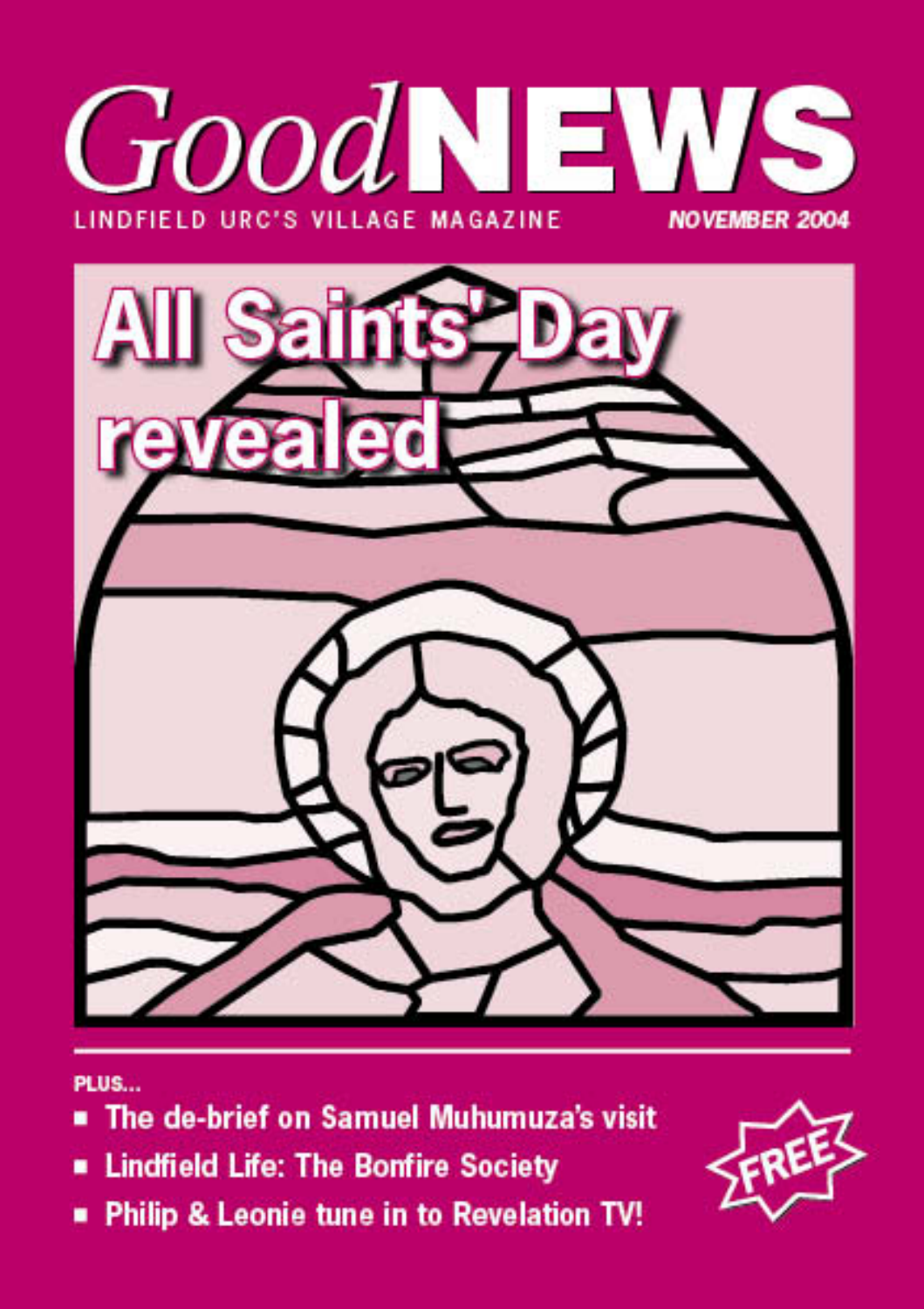# GoodNEWS

LINDFIELD URC'S VILLAGE MAGAZINE

NOVEMBER 2004

## All Saints' Day revealed

PLUS...

- The de-brief on Samuel Muhumuza's visit
- Lindfield Life: The Bonfire Society
- Philip & Leonie tune in to Revelation TV!

FREE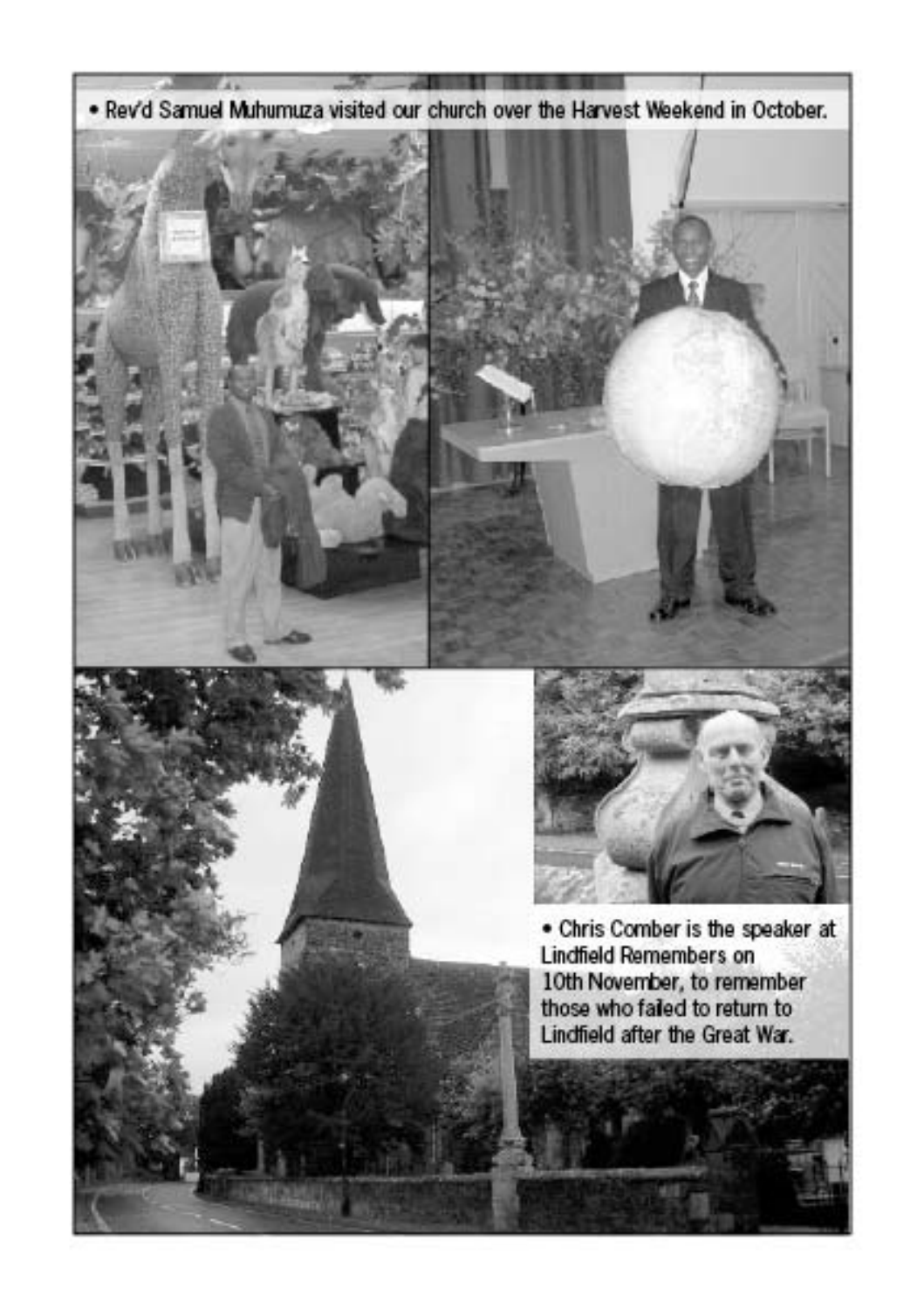• Rev'd Samuel Muhumuza visited our church over the Harvest Weekend in October.

• Chris Comber is the speaker at Lindfield Remembers on 10th November, to remember those who failed to return to Lindfield after the Great War.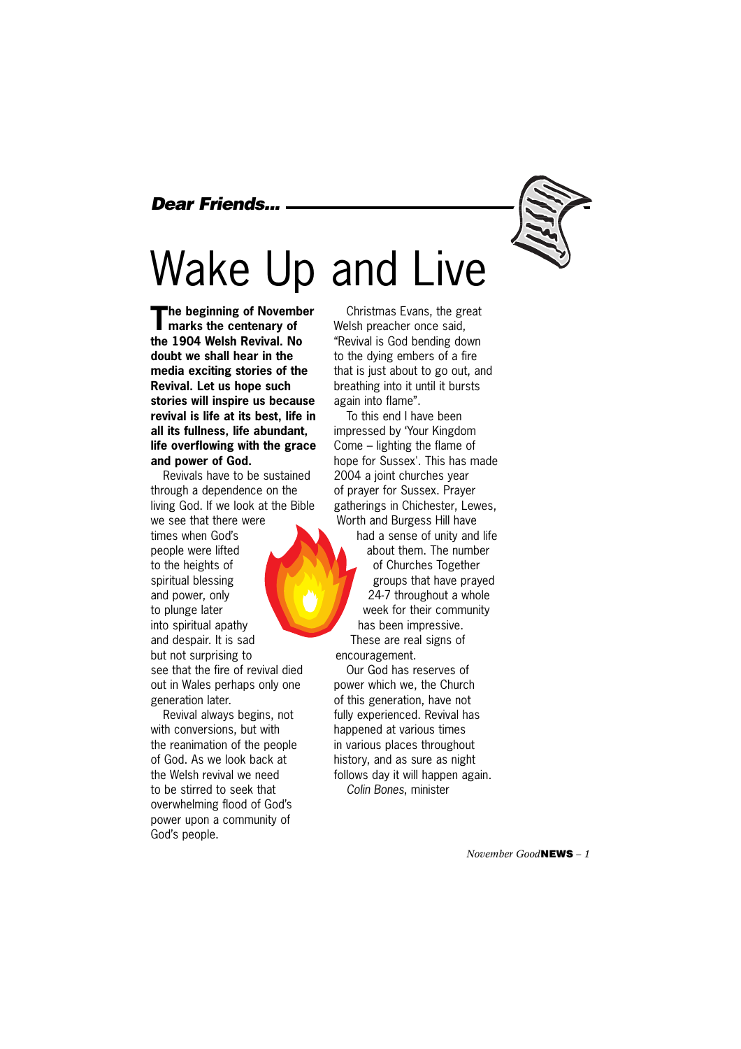*Dear Friends...*

# Wake Up and Live

**The beginning of November marks the centenary of the 1904 Welsh Revival. No doubt we shall hear in the media exciting stories of the Revival. Let us hope such stories will inspire us because revival is life at its best, life in all its fullness, life abundant, life overflowing with the grace and power of God.**

Revivals have to be sustained through a dependence on the living God. If we look at the Bible we see that there were times when God's people were lifted to the heights of spiritual blessing and power, only to plunge later into spiritual apathy and despair. It is sad but not surprising to see that the fire of revival died out in Wales perhaps only one generation later.

Revival always begins, not with conversions, but with the reanimation of the people of God. As we look back at the Welsh revival we need to be stirred to seek that overwhelming flood of God's power upon a community of God's people.

Christmas Evans, the great Welsh preacher once said, "Revival is God bending down to the dying embers of a fire that is just about to go out, and breathing into it until it bursts again into flame".

To this end I have been impressed by 'Your Kingdom Come – lighting the flame of hope for Sussex'. This has made 2004 a joint churches year of prayer for Sussex. Prayer gatherings in Chichester, Lewes, Worth and Burgess Hill have had a sense of unity and life about them. The number of Churches Together groups that have prayed 24-7 throughout a whole week for their community has been impressive. These are real signs of encouragement.

Our God has reserves of power which we, the Church of this generation, have not fully experienced. Revival has happened at various times in various places throughout history, and as sure as night follows day it will happen again.

*Colin Bones*, minister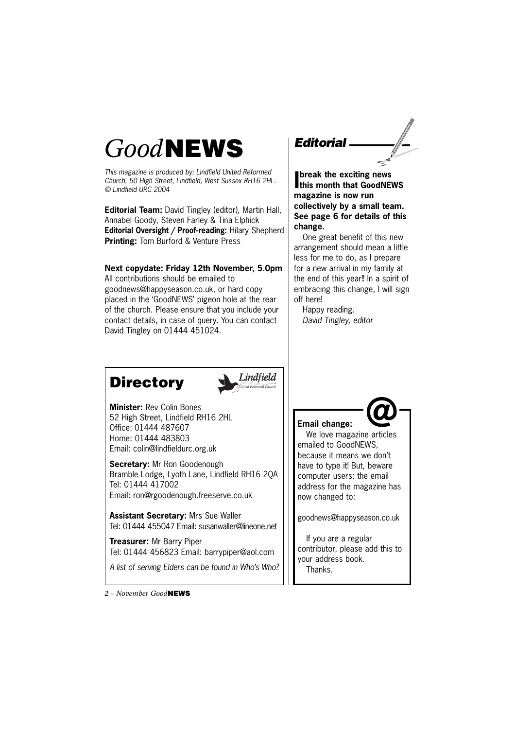# *Good*NEWS

*This magazine is produced by: Lindfield United Reformed Church, 50 High Street, Lindfield, West Sussex RH16 2HL. © Lindfield URC 2004*

**Editorial Team:** David Tingley (editor), Martin Hall, Annabel Goody, Steven Farley & Tina Elphick
**Editorial Oversight / Proof-reading:** Hilary Shepherd
**Printing:** Tom Burford & Venture Press

**Next copydate: Friday 12th November, 5.0pm**
All contributions should be emailed to goodnews@happyseason.co.uk, or hard copy placed in the 'GoodNEWS' pigeon hole at the rear of the church. Please ensure that you include your contact details, in case of query. You can contact David Tingley on 01444 451024.

## Editorial

**I break the exciting news this month that GoodNEWS magazine is now run collectively by a small team. See page 6 for details of this change.**

One great benefit of this new arrangement should mean a little less for me to do, as I prepare for a new arrival in my family at the end of this year!! In a spirit of embracing this change, I will sign off here!

Happy reading.
*David Tingley, editor*

## Directory

**Minister:** Rev Colin Bones
52 High Street, Lindfield RH16 2HL
Office: 01444 487607
Home: 01444 483803
Email: colin@lindfieldurc.org.uk

**Secretary:** Mr Ron Goodenough
Bramble Lodge, Lyoth Lane, Lindfield RH16 2QA
Tel: 01444 417002
Email: ron@rgoodenough.freeserve.co.uk

**Assistant Secretary:** Mrs Sue Waller
Tel: 01444 455047 Email: susanwaller@lineone.net

**Treasurer:** Mr Barry Piper
Tel: 01444 456823 Email: barrypiper@aol.com

*A list of serving Elders can be found in Who's Who?*

**Email change:**

We love magazine articles emailed to GoodNEWS, because it means we don't have to type it! But, beware computer users: the email address for the magazine has now changed to:

goodnews@happyseason.co.uk

If you are a regular contributor, please add this to your address book.
Thanks.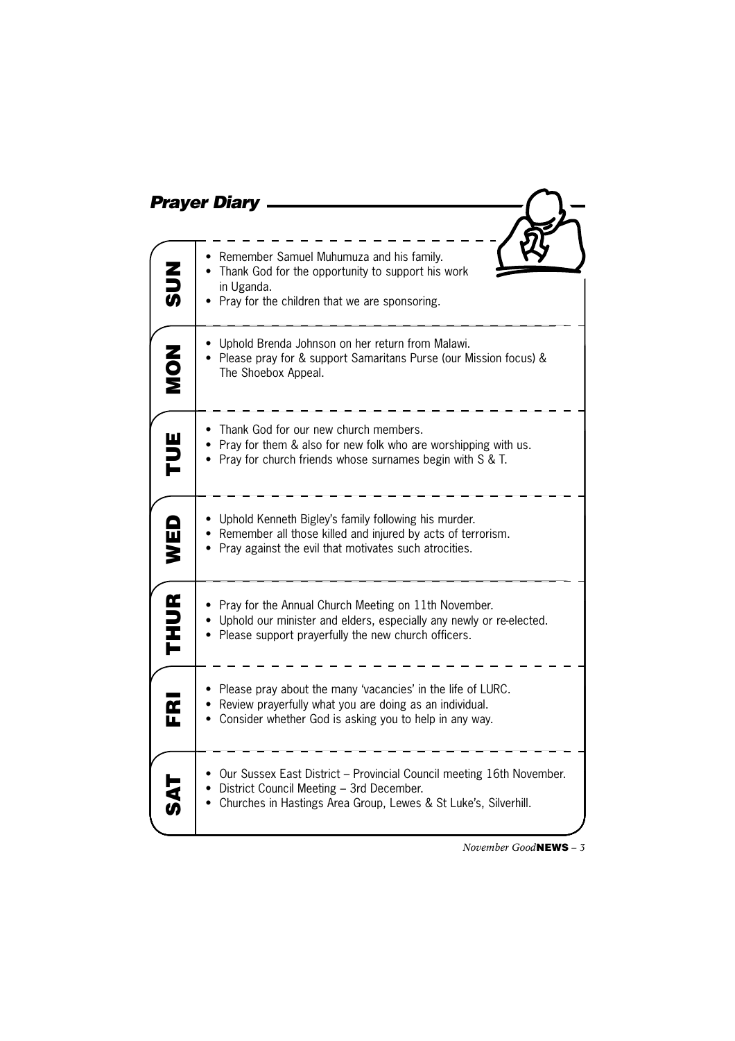## *Prayer Diary*

| | |
|---|---|
| **SUN** | • Remember Samuel Muhumuza and his family.<br>• Thank God for the opportunity to support his work in Uganda.<br>• Pray for the children that we are sponsoring. |
| **MON** | • Uphold Brenda Johnson on her return from Malawi.<br>• Please pray for & support Samaritans Purse (our Mission focus) & The Shoebox Appeal. |
| **TUE** | • Thank God for our new church members.<br>• Pray for them & also for new folk who are worshipping with us.<br>• Pray for church friends whose surnames begin with S & T. |
| **WED** | • Uphold Kenneth Bigley's family following his murder.<br>• Remember all those killed and injured by acts of terrorism.<br>• Pray against the evil that motivates such atrocities. |
| **THUR** | • Pray for the Annual Church Meeting on 11th November.<br>• Uphold our minister and elders, especially any newly or re-elected.<br>• Please support prayerfully the new church officers. |
| **FRI** | • Please pray about the many 'vacancies' in the life of LURC.<br>• Review prayerfully what you are doing as an individual.<br>• Consider whether God is asking you to help in any way. |
| **SAT** | • Our Sussex East District – Provincial Council meeting 16th November.<br>• District Council Meeting – 3rd December.<br>• Churches in Hastings Area Group, Lewes & St Luke's, Silverhill. |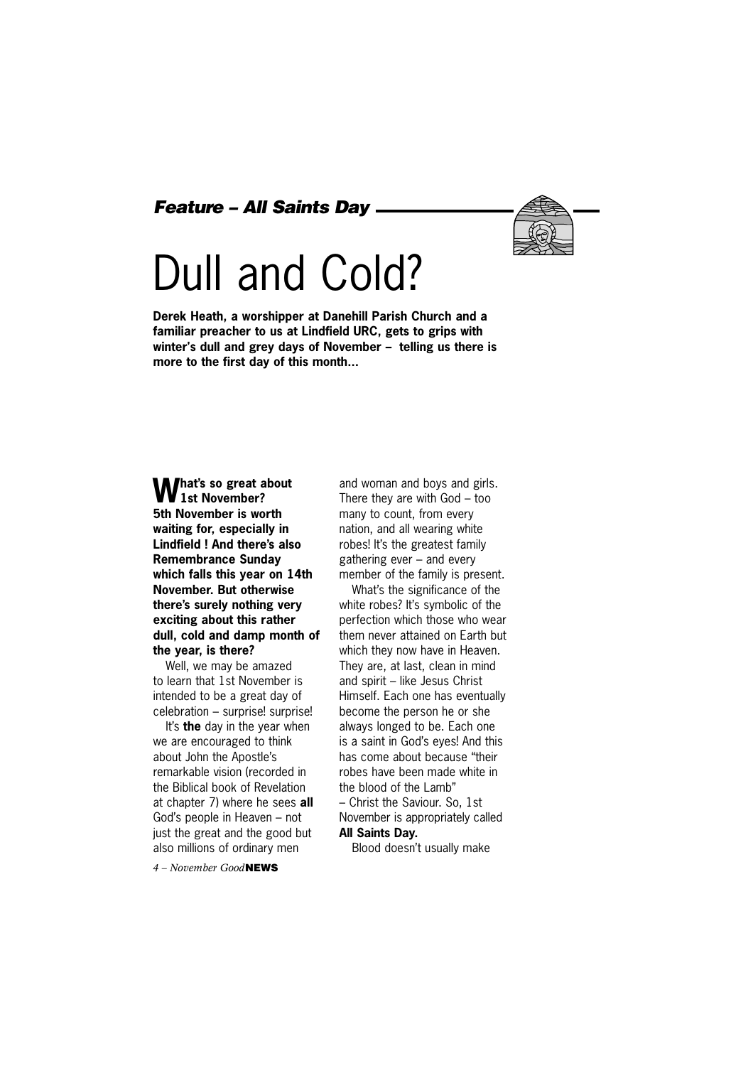*Feature – All Saints Day*

# Dull and Cold?

**Derek Heath, a worshipper at Danehill Parish Church and a familiar preacher to us at Lindfield URC, gets to grips with winter's dull and grey days of November – telling us there is more to the first day of this month…**

**What's so great about 1st November? 5th November is worth waiting for, especially in Lindfield ! And there's also Remembrance Sunday which falls this year on 14th November. But otherwise there's surely nothing very exciting about this rather dull, cold and damp month of the year, is there?**

Well, we may be amazed to learn that 1st November is intended to be a great day of celebration – surprise! surprise!

It's **the** day in the year when we are encouraged to think about John the Apostle's remarkable vision (recorded in the Biblical book of Revelation at chapter 7) where he sees **all** God's people in Heaven – not just the great and the good but also millions of ordinary men and woman and boys and girls. There they are with God – too many to count, from every nation, and all wearing white robes! It's the greatest family gathering ever – and every member of the family is present.

What's the significance of the white robes? It's symbolic of the perfection which those who wear them never attained on Earth but which they now have in Heaven. They are, at last, clean in mind and spirit – like Jesus Christ Himself. Each one has eventually become the person he or she always longed to be. Each one is a saint in God's eyes! And this has come about because "their robes have been made white in the blood of the Lamb" – Christ the Saviour. So, 1st November is appropriately called **All Saints Day.**

Blood doesn't usually make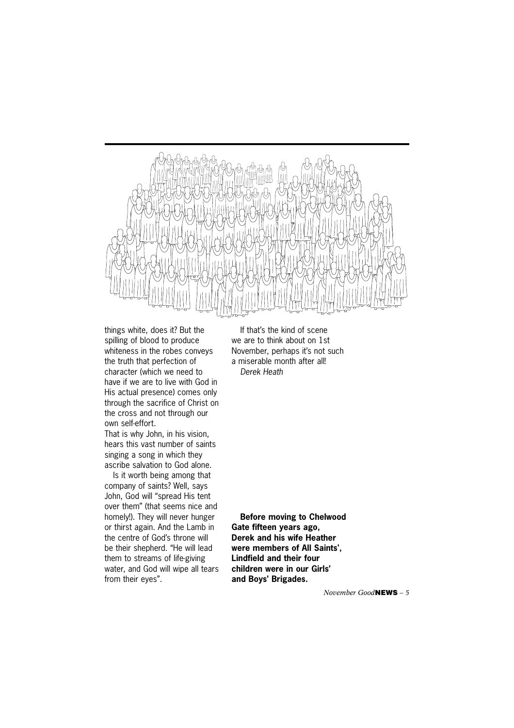things white, does it? But the spilling of blood to produce whiteness in the robes conveys the truth that perfection of character (which we need to have if we are to live with God in His actual presence) comes only through the sacrifice of Christ on the cross and not through our own self-effort.

That is why John, in his vision, hears this vast number of saints singing a song in which they ascribe salvation to God alone.

Is it worth being among that company of saints? Well, says John, God will "spread His tent over them" (that seems nice and homely!). They will never hunger or thirst again. And the Lamb in the centre of God's throne will be their shepherd. "He will lead them to streams of life-giving water, and God will wipe all tears from their eyes".

If that's the kind of scene we are to think about on 1st November, perhaps it's not such a miserable month after all!

*Derek Heath*

**Before moving to Chelwood Gate fifteen years ago, Derek and his wife Heather were members of All Saints', Lindfield and their four children were in our Girls' and Boys' Brigades.**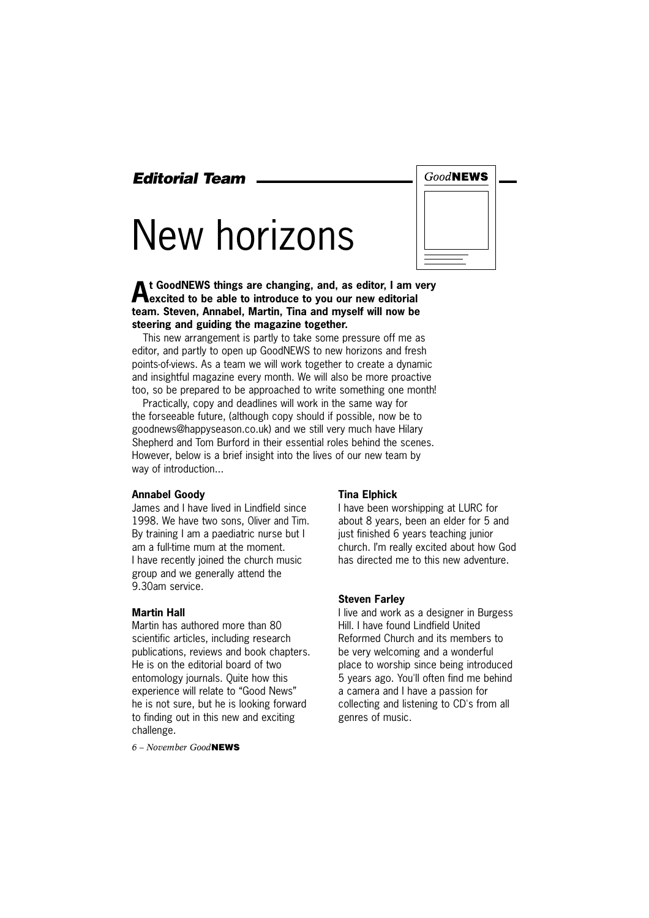## Editorial Team

# New horizons

**At GoodNEWS things are changing, and, as editor, I am very excited to be able to introduce to you our new editorial team. Steven, Annabel, Martin, Tina and myself will now be steering and guiding the magazine together.**

This new arrangement is partly to take some pressure off me as editor, and partly to open up GoodNEWS to new horizons and fresh points-of-views. As a team we will work together to create a dynamic and insightful magazine every month. We will also be more proactive too, so be prepared to be approached to write something one month!

Practically, copy and deadlines will work in the same way for the forseeable future, (although copy should if possible, now be to goodnews@happyseason.co.uk) and we still very much have Hilary Shepherd and Tom Burford in their essential roles behind the scenes. However, below is a brief insight into the lives of our new team by way of introduction...

**Annabel Goody**

James and I have lived in Lindfield since 1998. We have two sons, Oliver and Tim. By training I am a paediatric nurse but I am a full-time mum at the moment. I have recently joined the church music group and we generally attend the 9.30am service.

**Martin Hall**

Martin has authored more than 80 scientific articles, including research publications, reviews and book chapters. He is on the editorial board of two entomology journals. Quite how this experience will relate to "Good News" he is not sure, but he is looking forward to finding out in this new and exciting challenge.

**Tina Elphick**

I have been worshipping at LURC for about 8 years, been an elder for 5 and just finished 6 years teaching junior church. I'm really excited about how God has directed me to this new adventure.

**Steven Farley**

I live and work as a designer in Burgess Hill. I have found Lindfield United Reformed Church and its members to be very welcoming and a wonderful place to worship since being introduced 5 years ago. You'll often find me behind a camera and I have a passion for collecting and listening to CD's from all genres of music.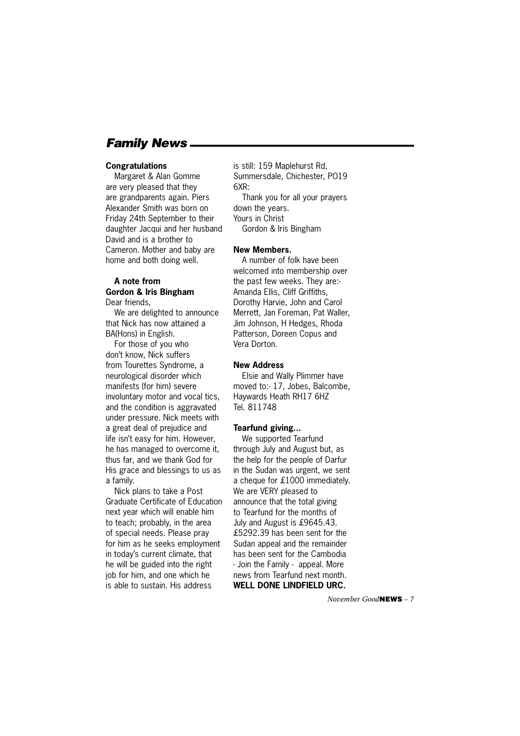## *Family News*

**Congratulations**

Margaret & Alan Gomme are very pleased that they are grandparents again. Piers Alexander Smith was born on Friday 24th September to their daughter Jacqui and her husband David and is a brother to Cameron. Mother and baby are home and both doing well.

**A note from Gordon & Iris Bingham**

Dear friends,

We are delighted to announce that Nick has now attained a BA(Hons) in English.

For those of you who don't know, Nick suffers from Tourettes Syndrome, a neurological disorder which manifests (for him) severe involuntary motor and vocal tics, and the condition is aggravated under pressure. Nick meets with a great deal of prejudice and life isn't easy for him. However, he has managed to overcome it, thus far, and we thank God for His grace and blessings to us as a family.

Nick plans to take a Post Graduate Certificate of Education next year which will enable him to teach; probably, in the area of special needs. Please pray for him as he seeks employment in today's current climate, that he will be guided into the right job for him, and one which he is able to sustain. His address is still: 159 Maplehurst Rd, Summersdale, Chichester, PO19 6XR:

Thank you for all your prayers down the years.

Yours in Christ

Gordon & Iris Bingham

**New Members.**

A number of folk have been welcomed into membership over the past few weeks. They are:- Amanda Ellis, Cliff Griffiths, Dorothy Harvie, John and Carol Merrett, Jan Foreman, Pat Waller, Jim Johnson, H Hedges, Rhoda Patterson, Doreen Copus and Vera Dorton.

**New Address**

Elsie and Wally Plimmer have moved to:- 17, Jobes, Balcombe, Haywards Heath RH17 6HZ Tel. 811748

**Tearfund giving...**

We supported Tearfund through July and August but, as the help for the people of Darfur in the Sudan was urgent, we sent a cheque for £1000 immediately. We are VERY pleased to announce that the total giving to Tearfund for the months of July and August is £9645.43. £5292.39 has been sent for the Sudan appeal and the remainder has been sent for the Cambodia - Join the Family - appeal. More news from Tearfund next month.

**WELL DONE LINDFIELD URC.**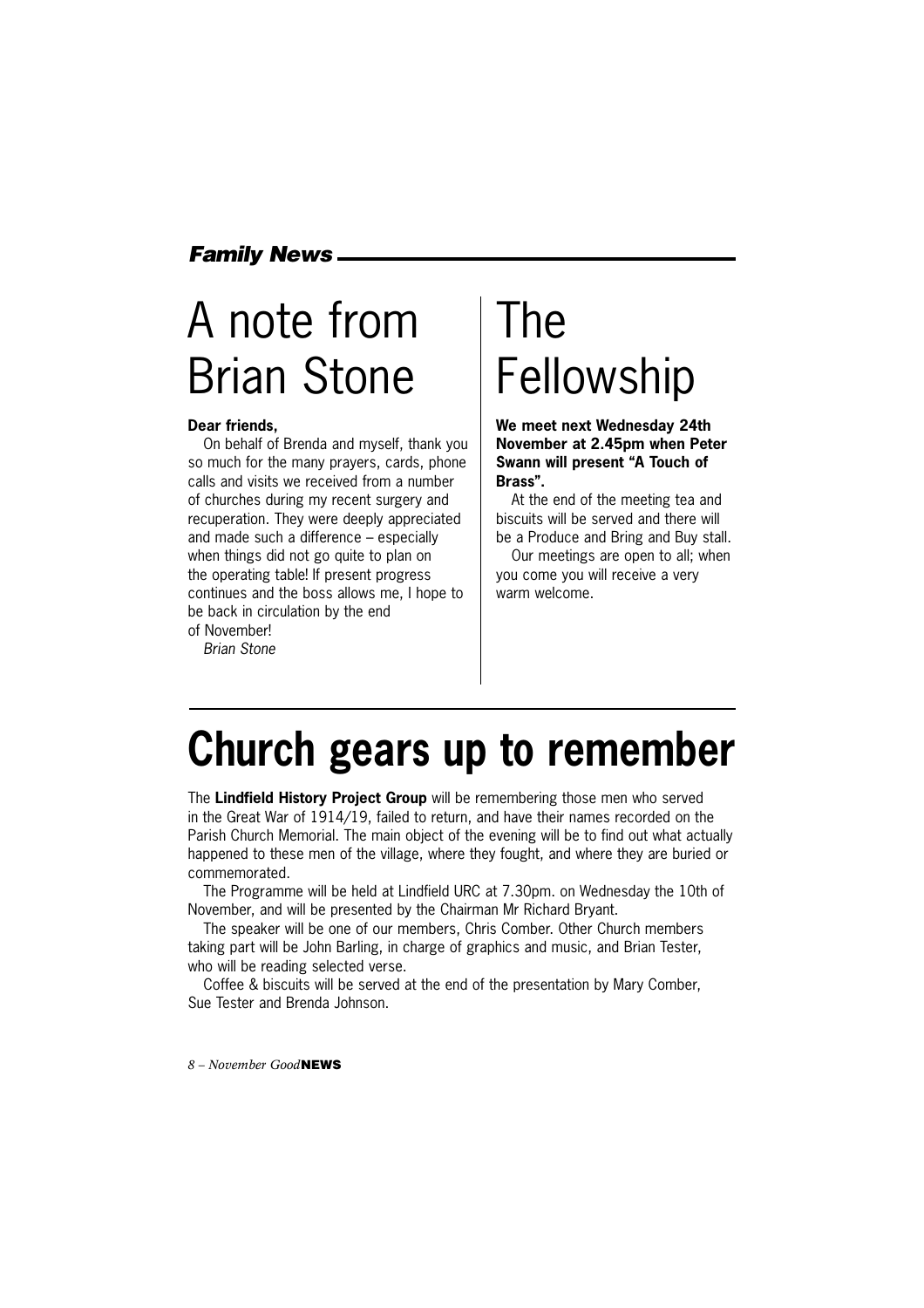*Family News*

# A note from Brian Stone

**Dear friends,**

On behalf of Brenda and myself, thank you so much for the many prayers, cards, phone calls and visits we received from a number of churches during my recent surgery and recuperation. They were deeply appreciated and made such a difference – especially when things did not go quite to plan on the operating table! If present progress continues and the boss allows me, I hope to be back in circulation by the end of November!

*Brian Stone*

# The Fellowship

**We meet next Wednesday 24th November at 2.45pm when Peter Swann will present "A Touch of Brass".**

At the end of the meeting tea and biscuits will be served and there will be a Produce and Bring and Buy stall.

Our meetings are open to all; when you come you will receive a very warm welcome.

# Church gears up to remember

The **Lindfield History Project Group** will be remembering those men who served in the Great War of 1914/19, failed to return, and have their names recorded on the Parish Church Memorial. The main object of the evening will be to find out what actually happened to these men of the village, where they fought, and where they are buried or commemorated.

The Programme will be held at Lindfield URC at 7.30pm. on Wednesday the 10th of November, and will be presented by the Chairman Mr Richard Bryant.

The speaker will be one of our members, Chris Comber. Other Church members taking part will be John Barling, in charge of graphics and music, and Brian Tester, who will be reading selected verse.

Coffee & biscuits will be served at the end of the presentation by Mary Comber, Sue Tester and Brenda Johnson.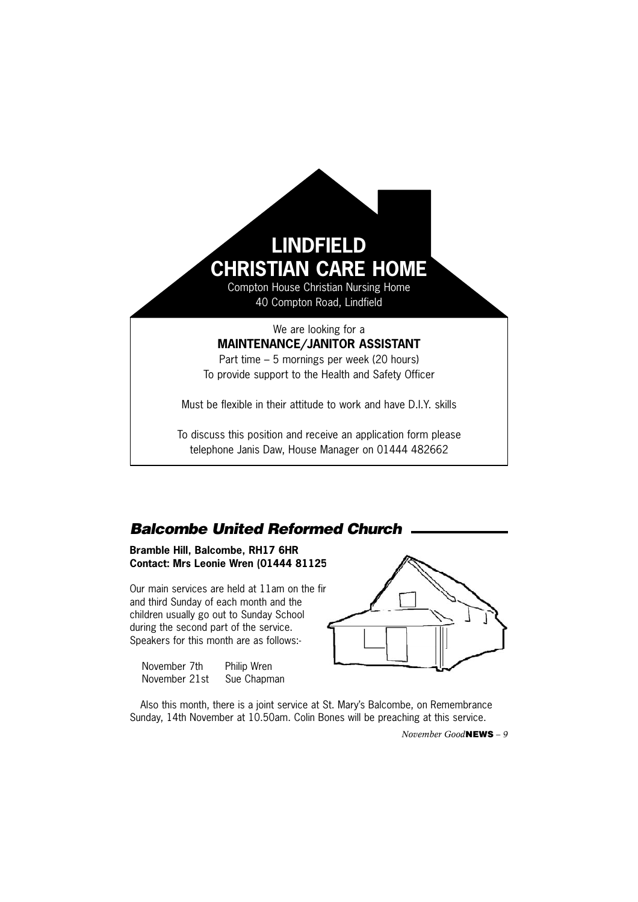# LINDFIELD CHRISTIAN CARE HOME

Compton House Christian Nursing Home
40 Compton Road, Lindfield

We are looking for a

**MAINTENANCE/JANITOR ASSISTANT**

Part time – 5 mornings per week (20 hours)
To provide support to the Health and Safety Officer

Must be flexible in their attitude to work and have D.I.Y. skills

To discuss this position and receive an application form please telephone Janis Daw, House Manager on 01444 482662

## *Balcombe United Reformed Church*

**Bramble Hill, Balcombe, RH17 6HR**
**Contact: Mrs Leonie Wren (01444 81125**

Our main services are held at 11am on the fir and third Sunday of each month and the children usually go out to Sunday School during the second part of the service. Speakers for this month are as follows:-

November 7th Philip Wren
November 21st Sue Chapman

Also this month, there is a joint service at St. Mary's Balcombe, on Remembrance Sunday, 14th November at 10.50am. Colin Bones will be preaching at this service.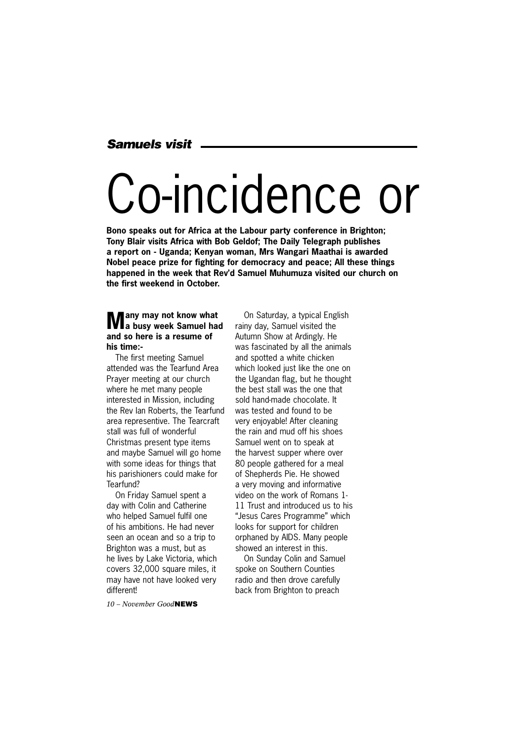*Samuels visit*

# Co-incidence or

**Bono speaks out for Africa at the Labour party conference in Brighton; Tony Blair visits Africa with Bob Geldof; The Daily Telegraph publishes a report on - Uganda; Kenyan woman, Mrs Wangari Maathai is awarded Nobel peace prize for fighting for democracy and peace; All these things happened in the week that Rev'd Samuel Muhumuza visited our church on the first weekend in October.**

**Many may not know what a busy week Samuel had and so here is a resume of his time:-**

The first meeting Samuel attended was the Tearfund Area Prayer meeting at our church where he met many people interested in Mission, including the Rev Ian Roberts, the Tearfund area representive. The Tearcraft stall was full of wonderful Christmas present type items and maybe Samuel will go home with some ideas for things that his parishioners could make for Tearfund?

On Friday Samuel spent a day with Colin and Catherine who helped Samuel fulfil one of his ambitions. He had never seen an ocean and so a trip to Brighton was a must, but as he lives by Lake Victoria, which covers 32,000 square miles, it may have not have looked very different!

On Saturday, a typical English rainy day, Samuel visited the Autumn Show at Ardingly. He was fascinated by all the animals and spotted a white chicken which looked just like the one on the Ugandan flag, but he thought the best stall was the one that sold hand-made chocolate. It was tested and found to be very enjoyable! After cleaning the rain and mud off his shoes Samuel went on to speak at the harvest supper where over 80 people gathered for a meal of Shepherds Pie. He showed a very moving and informative video on the work of Romans 1-11 Trust and introduced us to his "Jesus Cares Programme" which looks for support for children orphaned by AIDS. Many people showed an interest in this.

On Sunday Colin and Samuel spoke on Southern Counties radio and then drove carefully back from Brighton to preach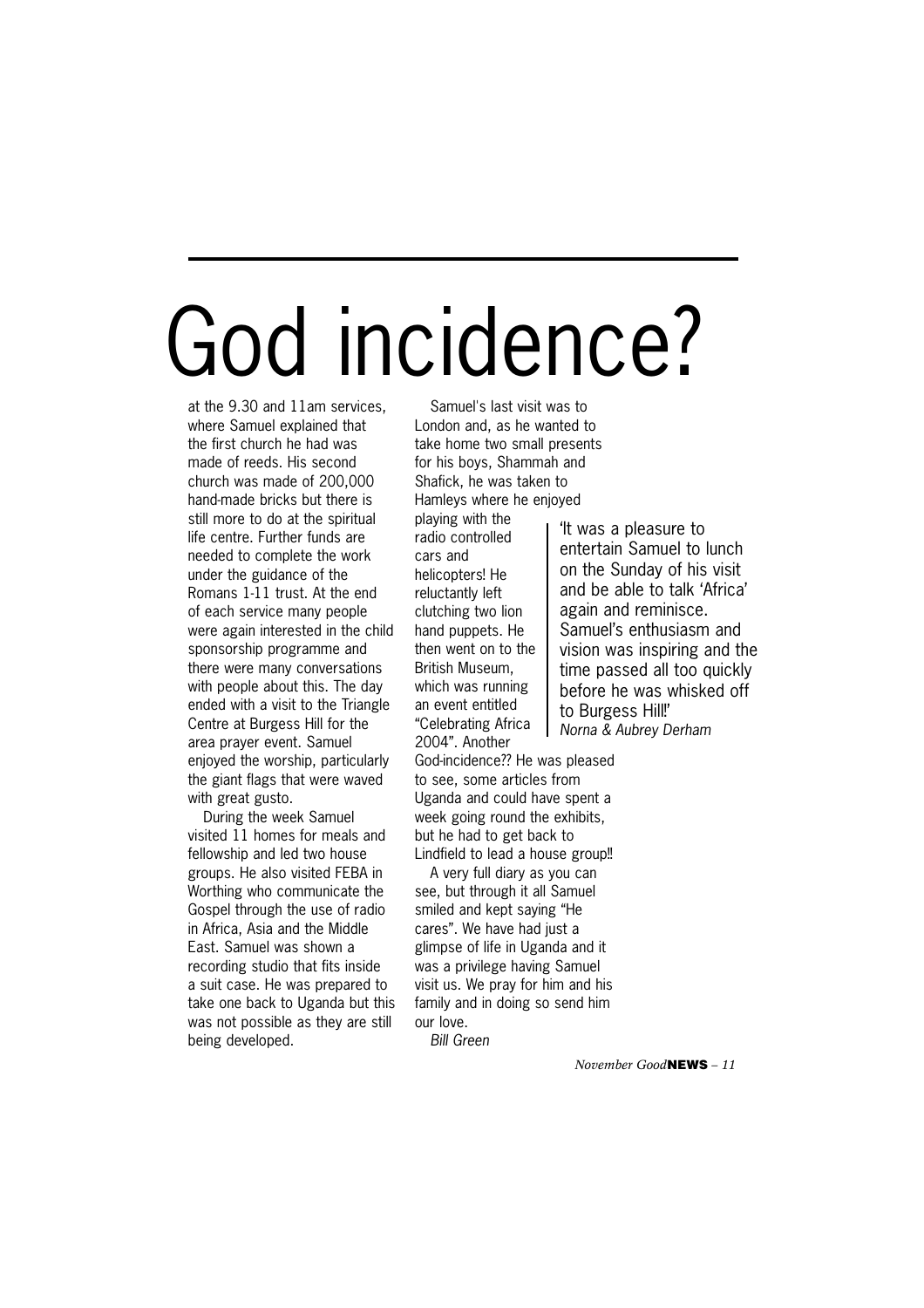# God incidence?

at the 9.30 and 11am services, where Samuel explained that the first church he had was made of reeds. His second church was made of 200,000 hand-made bricks but there is still more to do at the spiritual life centre. Further funds are needed to complete the work under the guidance of the Romans 1-11 trust. At the end of each service many people were again interested in the child sponsorship programme and there were many conversations with people about this. The day ended with a visit to the Triangle Centre at Burgess Hill for the area prayer event. Samuel enjoyed the worship, particularly the giant flags that were waved with great gusto.

During the week Samuel visited 11 homes for meals and fellowship and led two house groups. He also visited FEBA in Worthing who communicate the Gospel through the use of radio in Africa, Asia and the Middle East. Samuel was shown a recording studio that fits inside a suit case. He was prepared to take one back to Uganda but this was not possible as they are still being developed.

Samuel's last visit was to London and, as he wanted to take home two small presents for his boys, Shammah and Shafick, he was taken to Hamleys where he enjoyed playing with the radio controlled cars and helicopters! He reluctantly left clutching two lion hand puppets. He then went on to the British Museum, which was running an event entitled "Celebrating Africa 2004". Another God-incidence?? He was pleased to see, some articles from Uganda and could have spent a week going round the exhibits, but he had to get back to Lindfield to lead a house group!!

A very full diary as you can see, but through it all Samuel smiled and kept saying "He cares". We have had just a glimpse of life in Uganda and it was a privilege having Samuel visit us. We pray for him and his family and in doing so send him our love.

*Bill Green*

> 'It was a pleasure to entertain Samuel to lunch on the Sunday of his visit and be able to talk 'Africa' again and reminisce. Samuel's enthusiasm and vision was inspiring and the time passed all too quickly before he was whisked off to Burgess Hill!'
> *Norna & Aubrey Derham*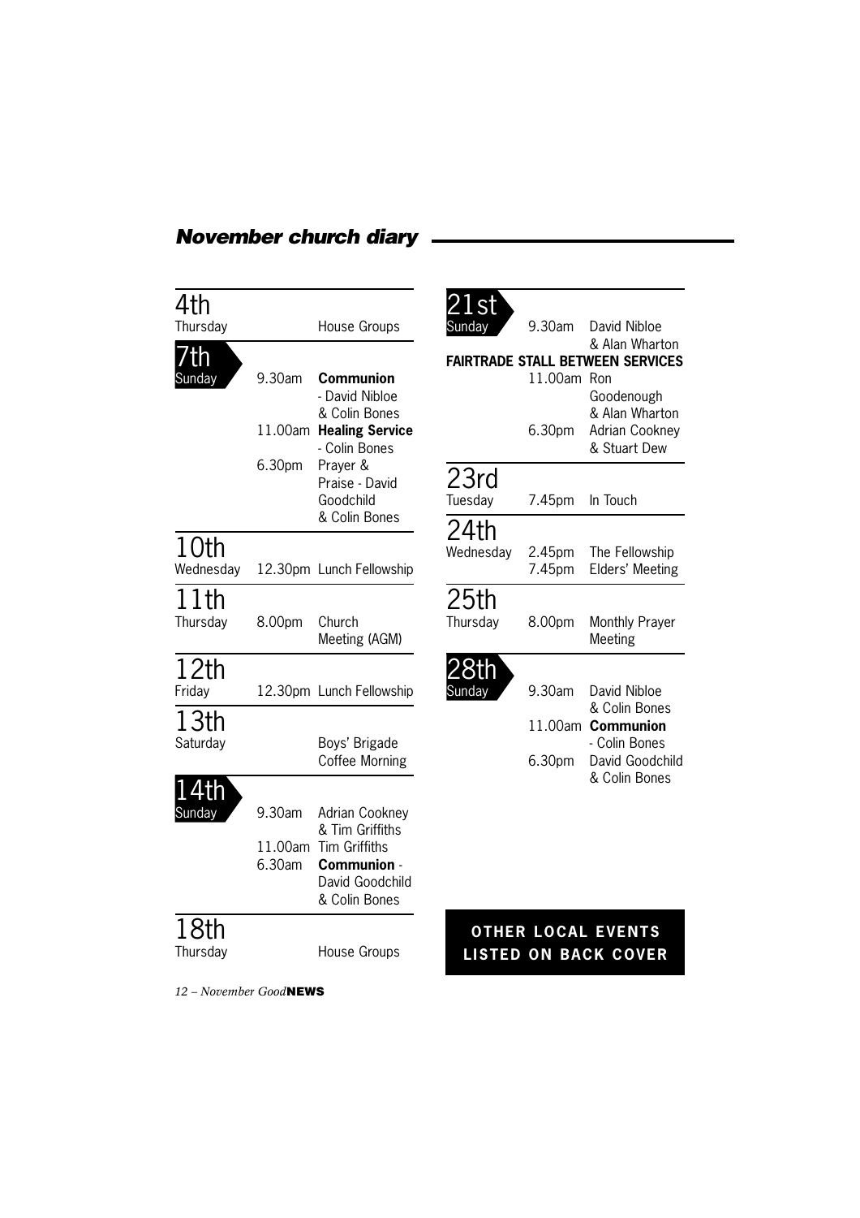## *November church diary*

| Date | Time | Event |
|---|---|---|
| **4th** Thursday | | House Groups |
| **7th** Sunday | 9.30am | **Communion** - David Nibloe & Colin Bones |
| | 11.00am | **Healing Service** - Colin Bones |
| | 6.30pm | Prayer & Praise - David Goodchild & Colin Bones |
| **10th** Wednesday | 12.30pm | Lunch Fellowship |
| **11th** Thursday | 8.00pm | Church Meeting (AGM) |
| **12th** Friday | 12.30pm | Lunch Fellowship |
| **13th** Saturday | | Boys' Brigade Coffee Morning |
| **14th** Sunday | 9.30am | Adrian Cookney & Tim Griffiths |
| | 11.00am | Tim Griffiths |
| | 6.30am | **Communion** - David Goodchild & Colin Bones |
| **18th** Thursday | | House Groups |
| **21st** Sunday | 9.30am | David Nibloe & Alan Wharton |
| | | **FAIRTRADE STALL BETWEEN SERVICES** |
| | 11.00am | Ron Goodenough & Alan Wharton |
| | 6.30pm | Adrian Cookney & Stuart Dew |
| **23rd** Tuesday | 7.45pm | In Touch |
| **24th** Wednesday | 2.45pm | The Fellowship |
| | 7.45pm | Elders' Meeting |
| **25th** Thursday | 8.00pm | Monthly Prayer Meeting |
| **28th** Sunday | 9.30am | David Nibloe & Colin Bones |
| | 11.00am | **Communion** - Colin Bones |
| | 6.30pm | David Goodchild & Colin Bones |

**OTHER LOCAL EVENTS LISTED ON BACK COVER**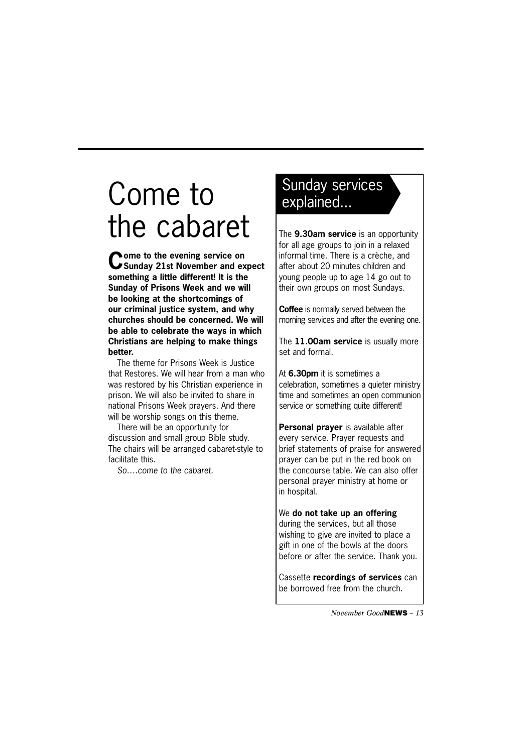# Come to the cabaret

**Come to the evening service on Sunday 21st November and expect something a little different! It is the Sunday of Prisons Week and we will be looking at the shortcomings of our criminal justice system, and why churches should be concerned. We will be able to celebrate the ways in which Christians are helping to make things better.**

The theme for Prisons Week is Justice that Restores. We will hear from a man who was restored by his Christian experience in prison. We will also be invited to share in national Prisons Week prayers. And there will be worship songs on this theme.

There will be an opportunity for discussion and small group Bible study. The chairs will be arranged cabaret-style to facilitate this.

*So….come to the cabaret.*

## Sunday services explained...

The **9.30am service** is an opportunity for all age groups to join in a relaxed informal time. There is a crèche, and after about 20 minutes children and young people up to age 14 go out to their own groups on most Sundays.

**Coffee** is normally served between the morning services and after the evening one.

The **11.00am service** is usually more set and formal.

At **6.30pm** it is sometimes a celebration, sometimes a quieter ministry time and sometimes an open communion service or something quite different!

**Personal prayer** is available after every service. Prayer requests and brief statements of praise for answered prayer can be put in the red book on the concourse table. We can also offer personal prayer ministry at home or in hospital.

We **do not take up an offering** during the services, but all those wishing to give are invited to place a gift in one of the bowls at the doors before or after the service. Thank you.

Cassette **recordings of services** can be borrowed free from the church.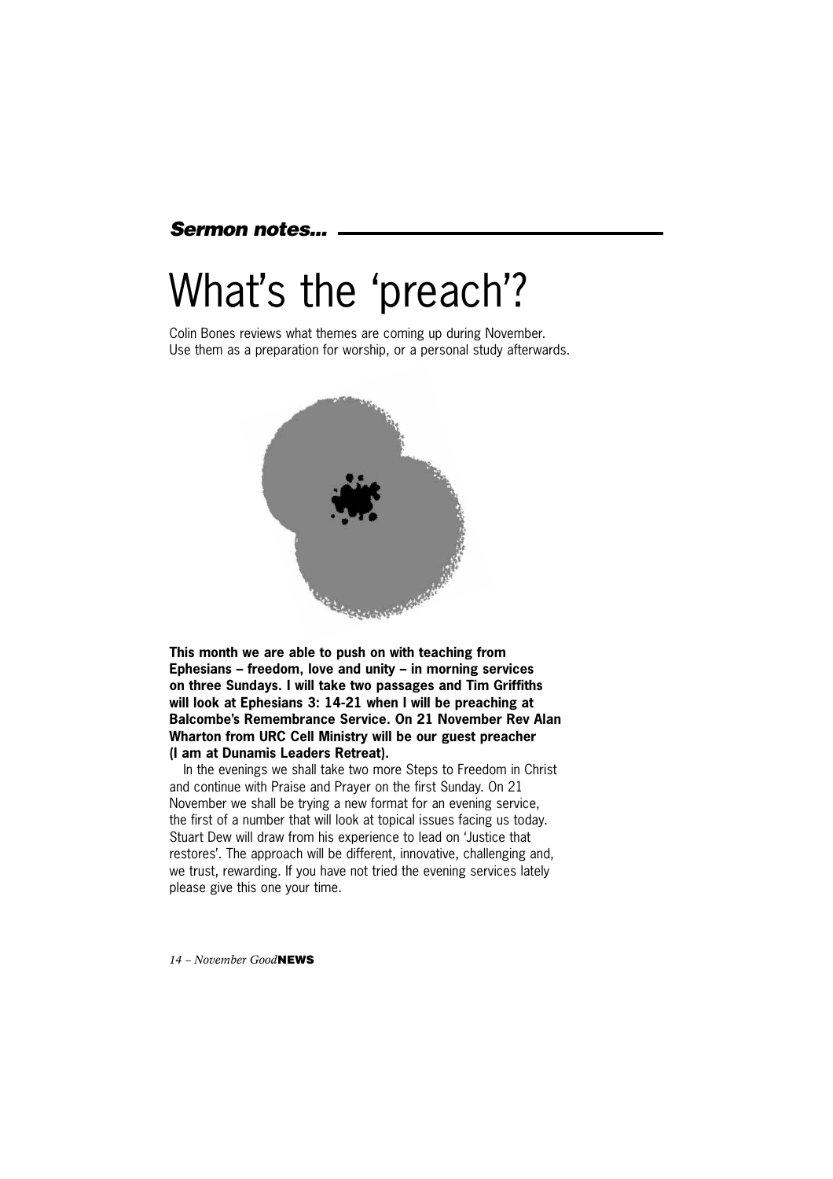*Sermon notes...*

# What's the 'preach'?

Colin Bones reviews what themes are coming up during November. Use them as a preparation for worship, or a personal study afterwards.

**This month we are able to push on with teaching from Ephesians – freedom, love and unity – in morning services on three Sundays. I will take two passages and Tim Griffiths will look at Ephesians 3: 14-21 when I will be preaching at Balcombe's Remembrance Service. On 21 November Rev Alan Wharton from URC Cell Ministry will be our guest preacher (I am at Dunamis Leaders Retreat).**

In the evenings we shall take two more Steps to Freedom in Christ and continue with Praise and Prayer on the first Sunday. On 21 November we shall be trying a new format for an evening service, the first of a number that will look at topical issues facing us today. Stuart Dew will draw from his experience to lead on 'Justice that restores'. The approach will be different, innovative, challenging and, we trust, rewarding. If you have not tried the evening services lately please give this one your time.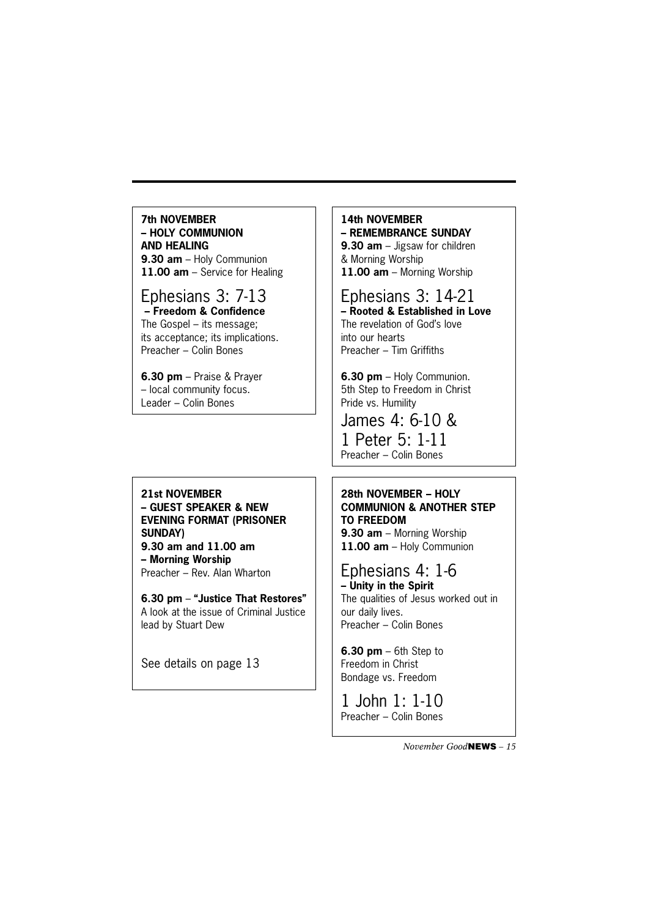**7th NOVEMBER – HOLY COMMUNION AND HEALING**

**9.30 am** – Holy Communion
**11.00 am** – Service for Healing

## Ephesians 3: 7-13

**– Freedom & Confidence**

The Gospel – its message; its acceptance; its implications.
Preacher – Colin Bones

**6.30 pm** – Praise & Prayer – local community focus.
Leader – Colin Bones

**14th NOVEMBER – REMEMBRANCE SUNDAY**

**9.30 am** – Jigsaw for children & Morning Worship
**11.00 am** – Morning Worship

## Ephesians 3: 14-21

**– Rooted & Established in Love**

The revelation of God's love into our hearts
Preacher – Tim Griffiths

**6.30 pm** – Holy Communion.
5th Step to Freedom in Christ
Pride vs. Humility

## James 4: 6-10 & 1 Peter 5: 1-11

Preacher – Colin Bones

**21st NOVEMBER – GUEST SPEAKER & NEW EVENING FORMAT (PRISONER SUNDAY)**

**9.30 am and 11.00 am – Morning Worship**
Preacher – Rev. Alan Wharton

**6.30 pm** – **"Justice That Restores"**
A look at the issue of Criminal Justice lead by Stuart Dew

See details on page 13

**28th NOVEMBER – HOLY COMMUNION & ANOTHER STEP TO FREEDOM**

**9.30 am** – Morning Worship
**11.00 am** – Holy Communion

## Ephesians 4: 1-6

**– Unity in the Spirit**

The qualities of Jesus worked out in our daily lives.
Preacher – Colin Bones

**6.30 pm** – 6th Step to Freedom in Christ
Bondage vs. Freedom

## 1 John 1: 1-10

Preacher – Colin Bones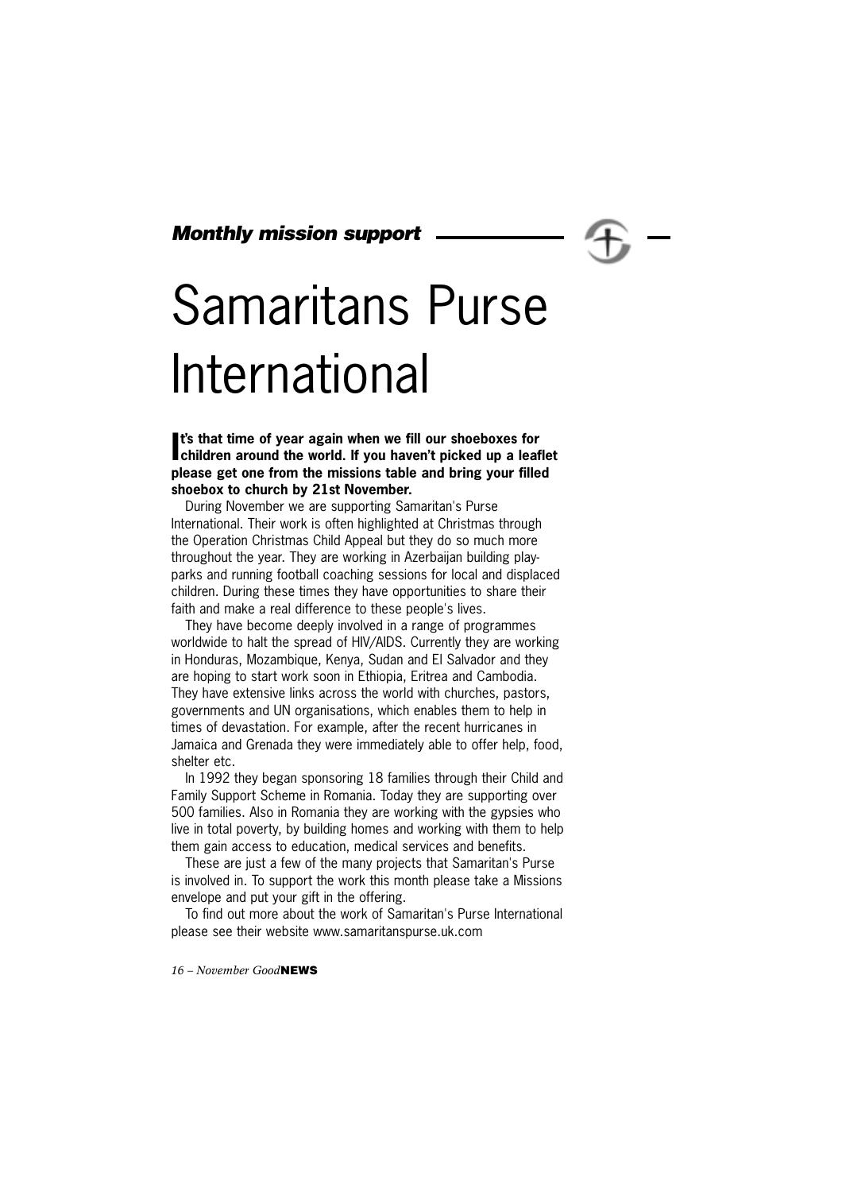***Monthly mission support***

# Samaritans Purse International

**It's that time of year again when we fill our shoeboxes for children around the world. If you haven't picked up a leaflet please get one from the missions table and bring your filled shoebox to church by 21st November.**

During November we are supporting Samaritan's Purse International. Their work is often highlighted at Christmas through the Operation Christmas Child Appeal but they do so much more throughout the year. They are working in Azerbaijan building play-parks and running football coaching sessions for local and displaced children. During these times they have opportunities to share their faith and make a real difference to these people's lives.

They have become deeply involved in a range of programmes worldwide to halt the spread of HIV/AIDS. Currently they are working in Honduras, Mozambique, Kenya, Sudan and El Salvador and they are hoping to start work soon in Ethiopia, Eritrea and Cambodia. They have extensive links across the world with churches, pastors, governments and UN organisations, which enables them to help in times of devastation. For example, after the recent hurricanes in Jamaica and Grenada they were immediately able to offer help, food, shelter etc.

In 1992 they began sponsoring 18 families through their Child and Family Support Scheme in Romania. Today they are supporting over 500 families. Also in Romania they are working with the gypsies who live in total poverty, by building homes and working with them to help them gain access to education, medical services and benefits.

These are just a few of the many projects that Samaritan's Purse is involved in. To support the work this month please take a Missions envelope and put your gift in the offering.

To find out more about the work of Samaritan's Purse International please see their website www.samaritanspurse.uk.com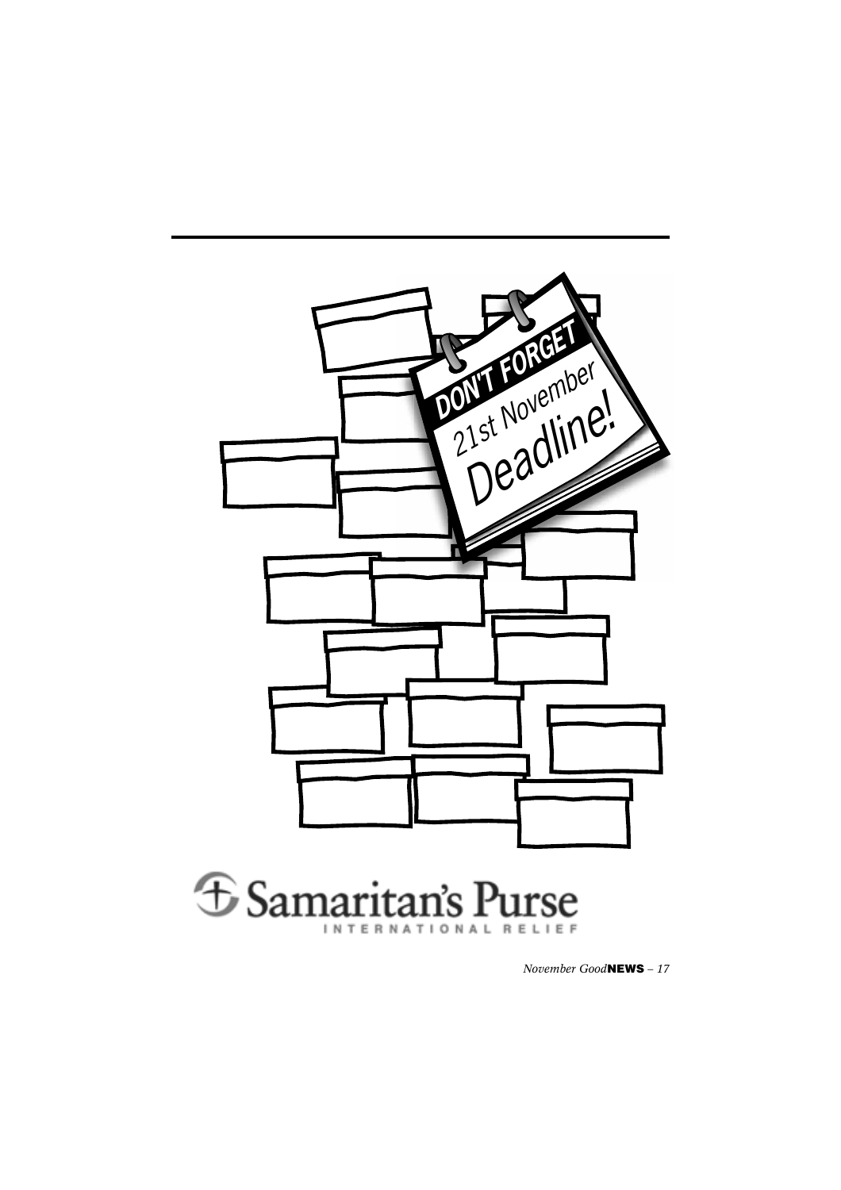DON'T FORGET

21st November

Deadline!

Samaritan's Purse

INTERNATIONAL RELIEF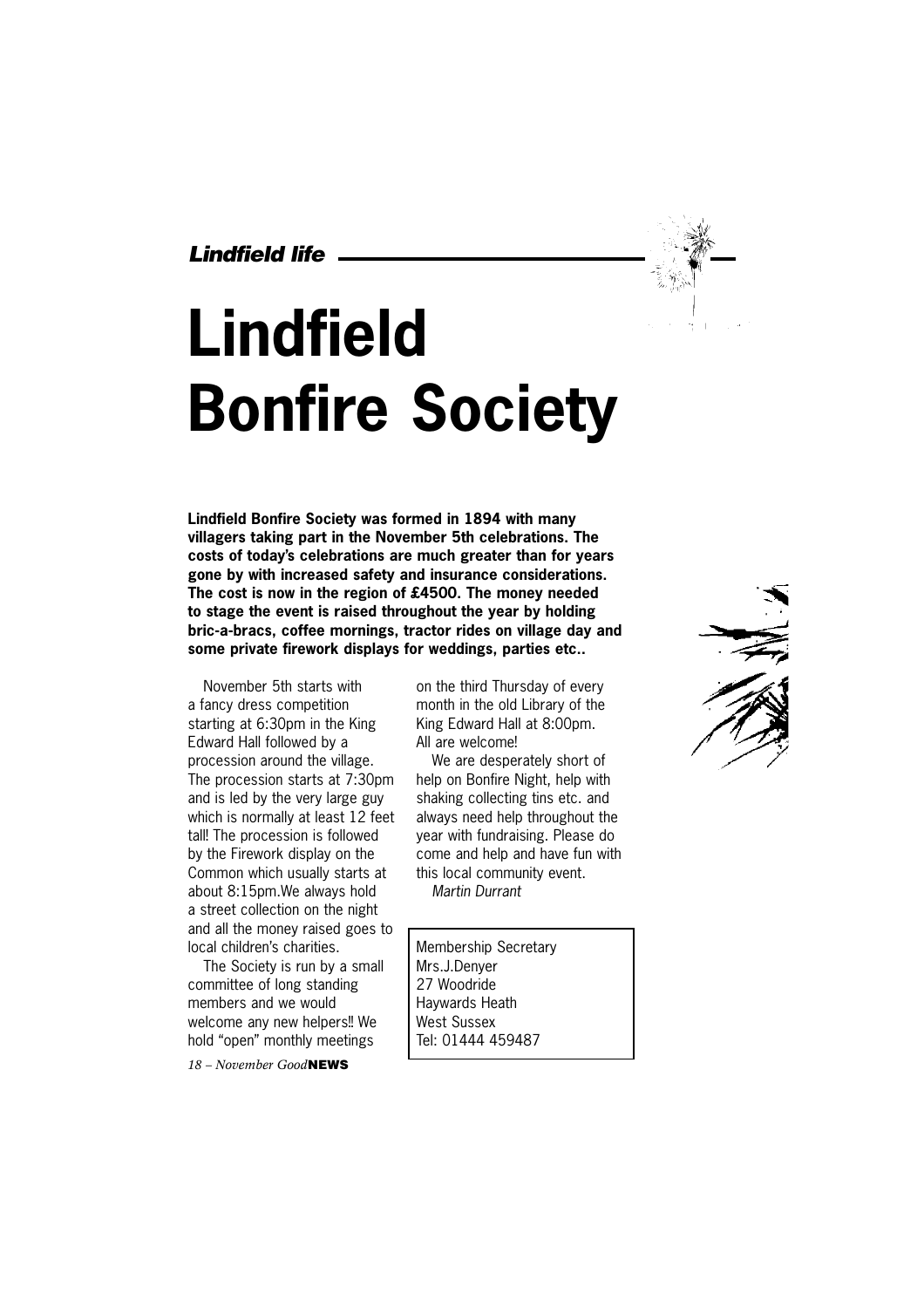# Lindfield Bonfire Society

**Lindfield Bonfire Society was formed in 1894 with many villagers taking part in the November 5th celebrations. The costs of today's celebrations are much greater than for years gone by with increased safety and insurance considerations. The cost is now in the region of £4500. The money needed to stage the event is raised throughout the year by holding bric-a-bracs, coffee mornings, tractor rides on village day and some private firework displays for weddings, parties etc..**

November 5th starts with a fancy dress competition starting at 6:30pm in the King Edward Hall followed by a procession around the village. The procession starts at 7:30pm and is led by the very large guy which is normally at least 12 feet tall! The procession is followed by the Firework display on the Common which usually starts at about 8:15pm.We always hold a street collection on the night and all the money raised goes to local children's charities.

The Society is run by a small committee of long standing members and we would welcome any new helpers!! We hold "open" monthly meetings on the third Thursday of every month in the old Library of the King Edward Hall at 8:00pm. All are welcome!

We are desperately short of help on Bonfire Night, help with shaking collecting tins etc. and always need help throughout the year with fundraising. Please do come and help and have fun with this local community event.

*Martin Durrant*

Membership Secretary
Mrs.J.Denyer
27 Woodride
Haywards Heath
West Sussex
Tel: 01444 459487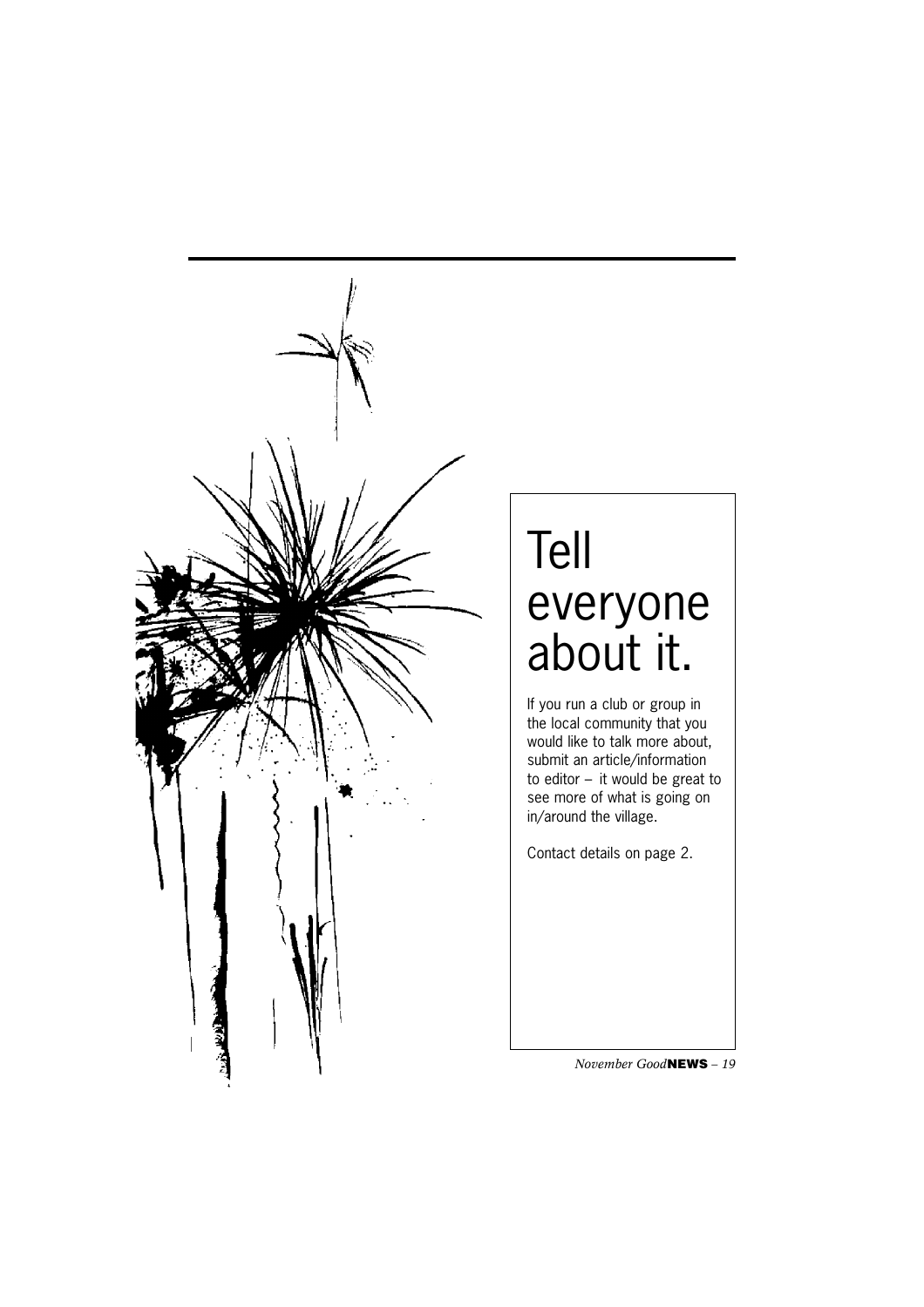# Tell everyone about it.

If you run a club or group in the local community that you would like to talk more about, submit an article/information to editor – it would be great to see more of what is going on in/around the village.

Contact details on page 2.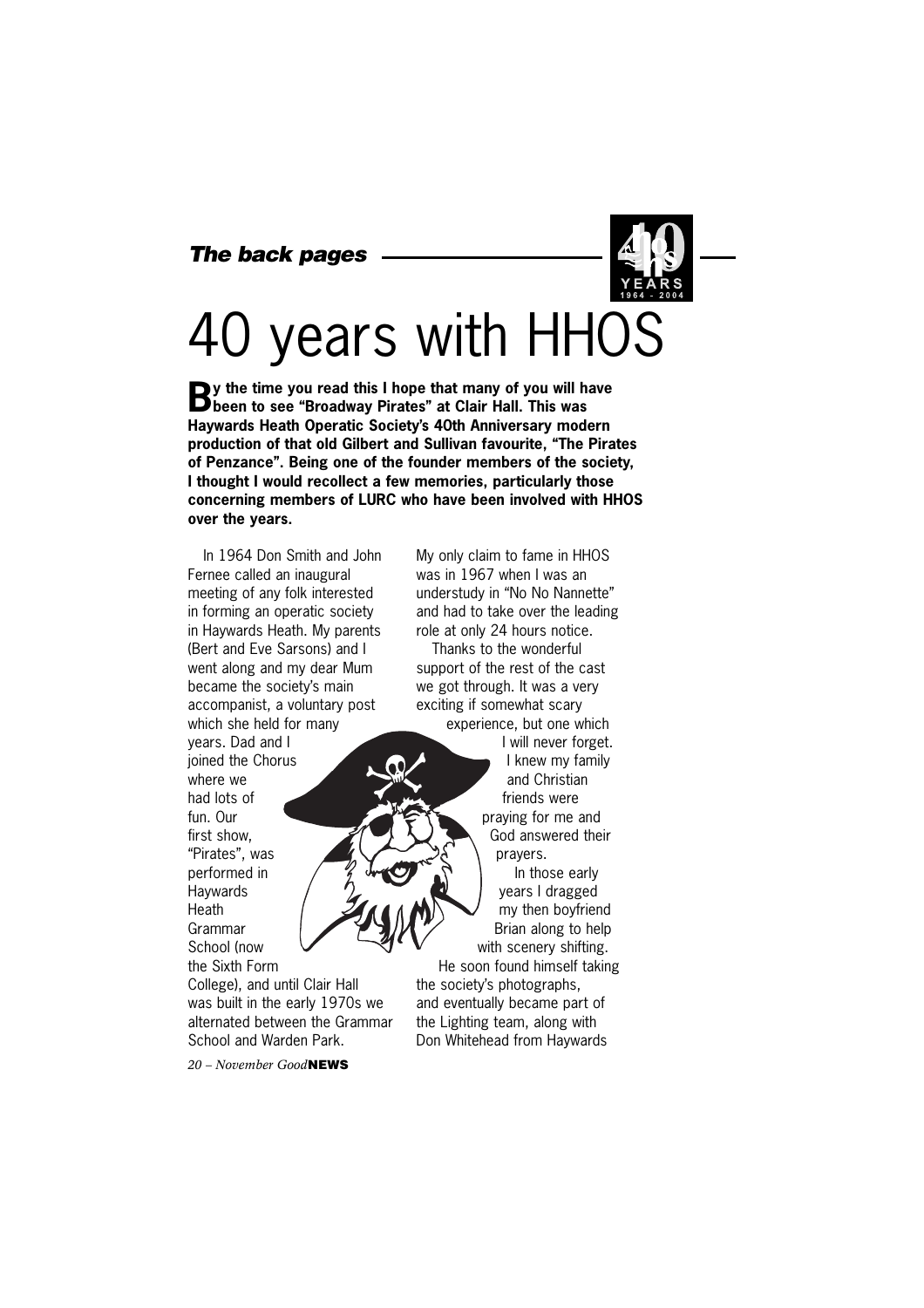# 40 years with HHOS

**By the time you read this I hope that many of you will have been to see "Broadway Pirates" at Clair Hall. This was Haywards Heath Operatic Society's 40th Anniversary modern production of that old Gilbert and Sullivan favourite, "The Pirates of Penzance". Being one of the founder members of the society, I thought I would recollect a few memories, particularly those concerning members of LURC who have been involved with HHOS over the years.**

In 1964 Don Smith and John Fernee called an inaugural meeting of any folk interested in forming an operatic society in Haywards Heath. My parents (Bert and Eve Sarsons) and I went along and my dear Mum became the society's main accompanist, a voluntary post which she held for many years. Dad and I joined the Chorus where we had lots of fun. Our first show, "Pirates", was performed in Haywards Heath Grammar School (now the Sixth Form College), and until Clair Hall was built in the early 1970s we alternated between the Grammar School and Warden Park.

My only claim to fame in HHOS was in 1967 when I was an understudy in "No No Nannette" and had to take over the leading role at only 24 hours notice.

Thanks to the wonderful support of the rest of the cast we got through. It was a very exciting if somewhat scary experience, but one which I will never forget. I knew my family and Christian friends were praying for me and God answered their prayers.

In those early years I dragged my then boyfriend Brian along to help with scenery shifting. He soon found himself taking the society's photographs, and eventually became part of the Lighting team, along with Don Whitehead from Haywards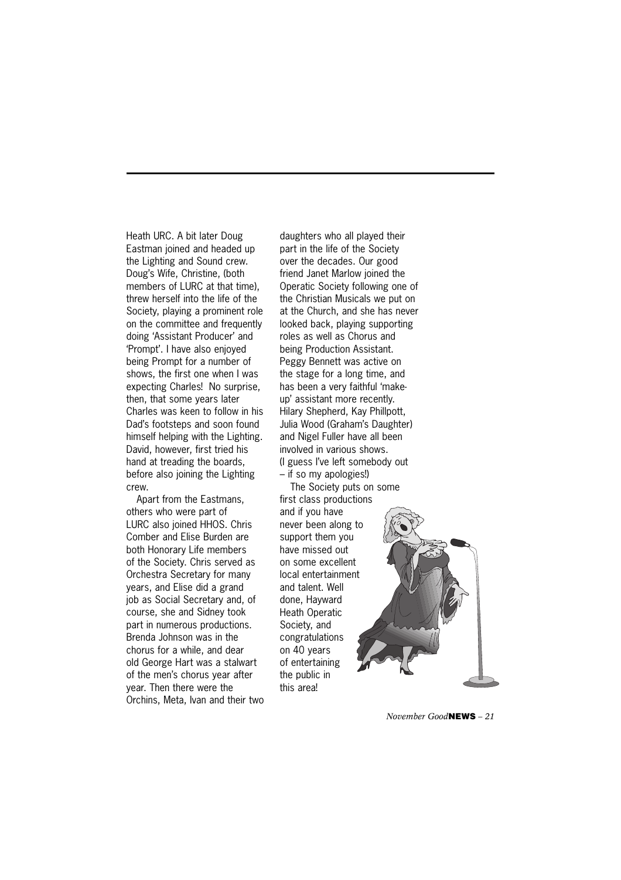Heath URC. A bit later Doug Eastman joined and headed up the Lighting and Sound crew. Doug's Wife, Christine, (both members of LURC at that time), threw herself into the life of the Society, playing a prominent role on the committee and frequently doing 'Assistant Producer' and 'Prompt'. I have also enjoyed being Prompt for a number of shows, the first one when I was expecting Charles! No surprise, then, that some years later Charles was keen to follow in his Dad's footsteps and soon found himself helping with the Lighting. David, however, first tried his hand at treading the boards, before also joining the Lighting crew.

Apart from the Eastmans, others who were part of LURC also joined HHOS. Chris Comber and Elise Burden are both Honorary Life members of the Society. Chris served as Orchestra Secretary for many years, and Elise did a grand job as Social Secretary and, of course, she and Sidney took part in numerous productions. Brenda Johnson was in the chorus for a while, and dear old George Hart was a stalwart of the men's chorus year after year. Then there were the Orchins, Meta, Ivan and their two daughters who all played their part in the life of the Society over the decades. Our good friend Janet Marlow joined the Operatic Society following one of the Christian Musicals we put on at the Church, and she has never looked back, playing supporting roles as well as Chorus and being Production Assistant. Peggy Bennett was active on the stage for a long time, and has been a very faithful 'make-up' assistant more recently. Hilary Shepherd, Kay Phillpott, Julia Wood (Graham's Daughter) and Nigel Fuller have all been involved in various shows. (I guess I've left somebody out – if so my apologies!)

The Society puts on some first class productions and if you have never been along to support them you have missed out on some excellent local entertainment and talent. Well done, Hayward Heath Operatic Society, and congratulations on 40 years of entertaining the public in this area!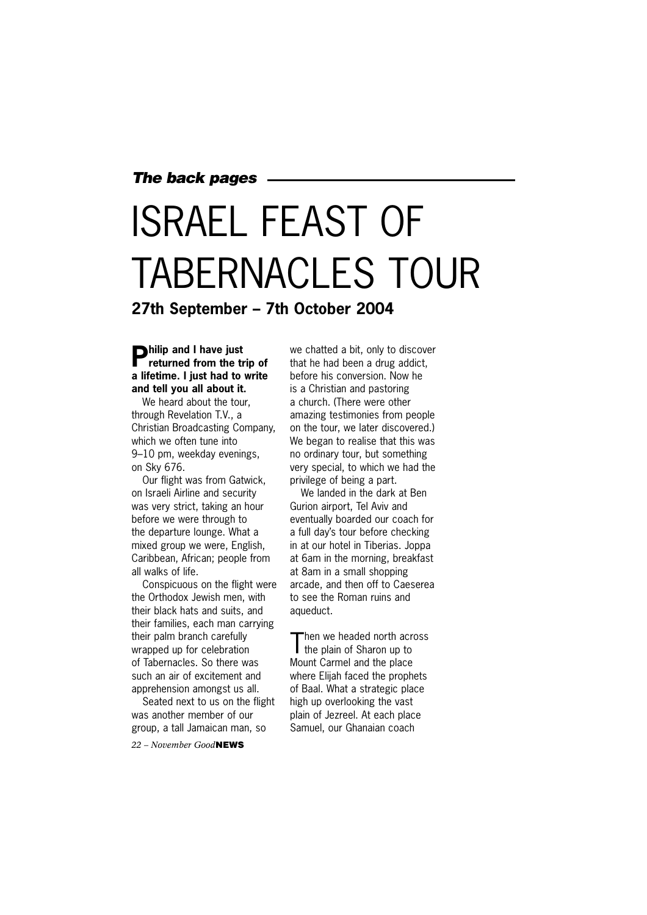*The back pages*

# ISRAEL FEAST OF TABERNACLES TOUR

## 27th September – 7th October 2004

**Philip and I have just returned from the trip of a lifetime. I just had to write and tell you all about it.**

We heard about the tour, through Revelation T.V., a Christian Broadcasting Company, which we often tune into 9–10 pm, weekday evenings, on Sky 676.

Our flight was from Gatwick, on Israeli Airline and security was very strict, taking an hour before we were through to the departure lounge. What a mixed group we were, English, Caribbean, African; people from all walks of life.

Conspicuous on the flight were the Orthodox Jewish men, with their black hats and suits, and their families, each man carrying their palm branch carefully wrapped up for celebration of Tabernacles. So there was such an air of excitement and apprehension amongst us all.

Seated next to us on the flight was another member of our group, a tall Jamaican man, so we chatted a bit, only to discover that he had been a drug addict, before his conversion. Now he is a Christian and pastoring a church. (There were other amazing testimonies from people on the tour, we later discovered.) We began to realise that this was no ordinary tour, but something very special, to which we had the privilege of being a part.

We landed in the dark at Ben Gurion airport, Tel Aviv and eventually boarded our coach for a full day's tour before checking in at our hotel in Tiberias. Joppa at 6am in the morning, breakfast at 8am in a small shopping arcade, and then off to Caeserea to see the Roman ruins and aqueduct.

Then we headed north across the plain of Sharon up to Mount Carmel and the place where Elijah faced the prophets of Baal. What a strategic place high up overlooking the vast plain of Jezreel. At each place Samuel, our Ghanaian coach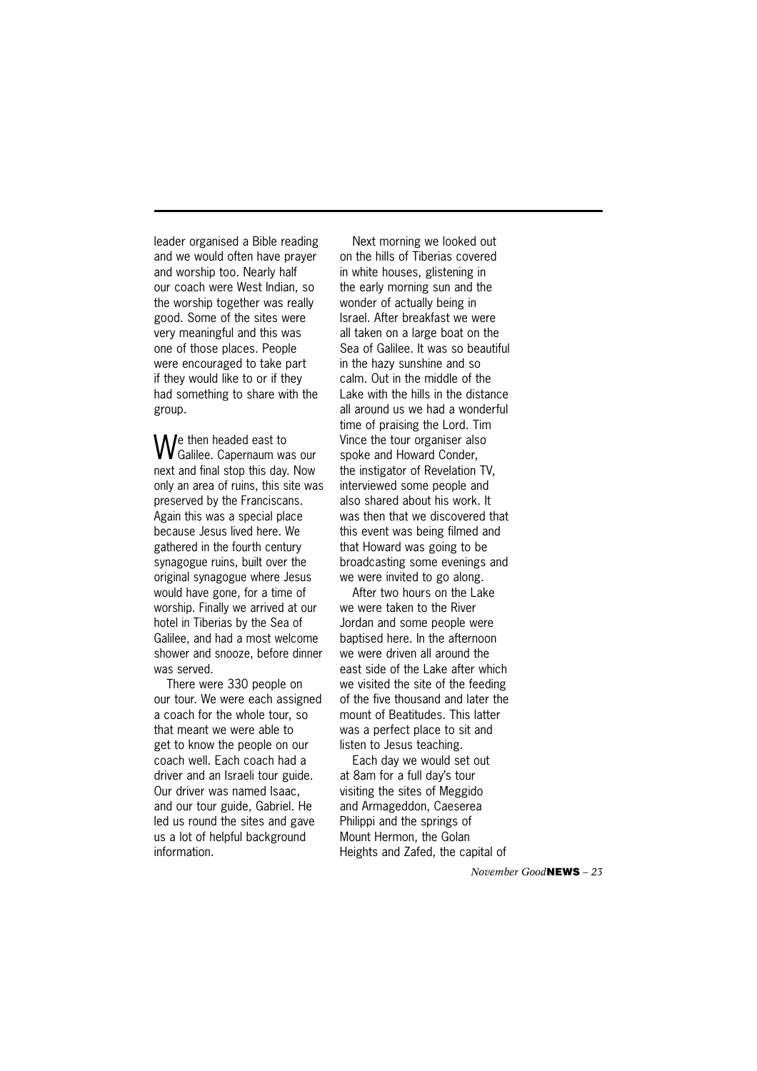leader organised a Bible reading and we would often have prayer and worship too. Nearly half our coach were West Indian, so the worship together was really good. Some of the sites were very meaningful and this was one of those places. People were encouraged to take part if they would like to or if they had something to share with the group.

We then headed east to Galilee. Capernaum was our next and final stop this day. Now only an area of ruins, this site was preserved by the Franciscans. Again this was a special place because Jesus lived here. We gathered in the fourth century synagogue ruins, built over the original synagogue where Jesus would have gone, for a time of worship. Finally we arrived at our hotel in Tiberias by the Sea of Galilee, and had a most welcome shower and snooze, before dinner was served.

There were 330 people on our tour. We were each assigned a coach for the whole tour, so that meant we were able to get to know the people on our coach well. Each coach had a driver and an Israeli tour guide. Our driver was named Isaac, and our tour guide, Gabriel. He led us round the sites and gave us a lot of helpful background information.

Next morning we looked out on the hills of Tiberias covered in white houses, glistening in the early morning sun and the wonder of actually being in Israel. After breakfast we were all taken on a large boat on the Sea of Galilee. It was so beautiful in the hazy sunshine and so calm. Out in the middle of the Lake with the hills in the distance all around us we had a wonderful time of praising the Lord. Tim Vince the tour organiser also spoke and Howard Conder, the instigator of Revelation TV, interviewed some people and also shared about his work. It was then that we discovered that this event was being filmed and that Howard was going to be broadcasting some evenings and we were invited to go along.

After two hours on the Lake we were taken to the River Jordan and some people were baptised here. In the afternoon we were driven all around the east side of the Lake after which we visited the site of the feeding of the five thousand and later the mount of Beatitudes. This latter was a perfect place to sit and listen to Jesus teaching.

Each day we would set out at 8am for a full day's tour visiting the sites of Meggido and Armageddon, Caeserea Philippi and the springs of Mount Hermon, the Golan Heights and Zafed, the capital of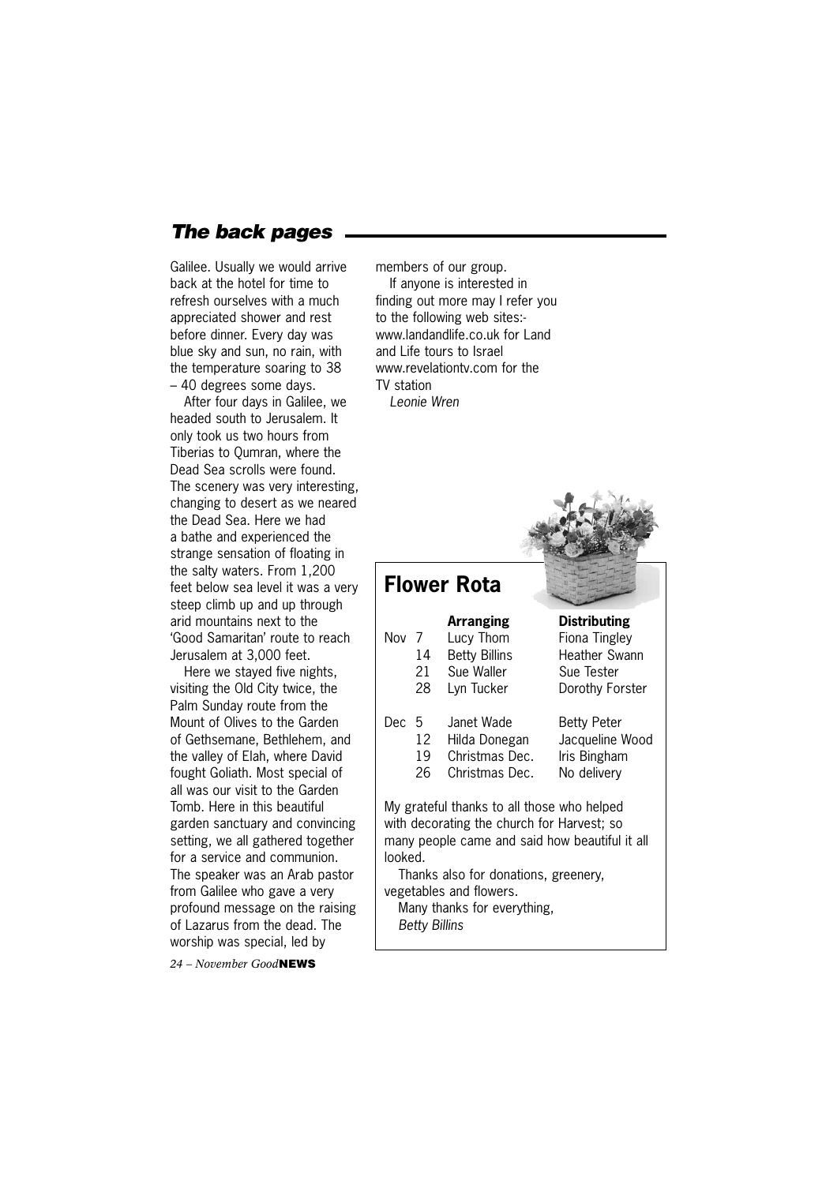Galilee. Usually we would arrive back at the hotel for time to refresh ourselves with a much appreciated shower and rest before dinner. Every day was blue sky and sun, no rain, with the temperature soaring to 38 – 40 degrees some days.

After four days in Galilee, we headed south to Jerusalem. It only took us two hours from Tiberias to Qumran, where the Dead Sea scrolls were found. The scenery was very interesting, changing to desert as we neared the Dead Sea. Here we had a bathe and experienced the strange sensation of floating in the salty waters. From 1,200 feet below sea level it was a very steep climb up and up through arid mountains next to the 'Good Samaritan' route to reach Jerusalem at 3,000 feet.

Here we stayed five nights, visiting the Old City twice, the Palm Sunday route from the Mount of Olives to the Garden of Gethsemane, Bethlehem, and the valley of Elah, where David fought Goliath. Most special of all was our visit to the Garden Tomb. Here in this beautiful garden sanctuary and convincing setting, we all gathered together for a service and communion. The speaker was an Arab pastor from Galilee who gave a very profound message on the raising of Lazarus from the dead. The worship was special, led by members of our group.

If anyone is interested in finding out more may I refer you to the following web sites:- www.landandlife.co.uk for Land and Life tours to Israel www.revelationtv.com for the TV station

*Leonie Wren*

## Flower Rota

| | | Arranging | Distributing |
|---|---|---|---|
| Nov | 7 | Lucy Thom | Fiona Tingley |
| | 14 | Betty Billins | Heather Swann |
| | 21 | Sue Waller | Sue Tester |
| | 28 | Lyn Tucker | Dorothy Forster |
| Dec | 5 | Janet Wade | Betty Peter |
| | 12 | Hilda Donegan | Jacqueline Wood |
| | 19 | Christmas Dec. | Iris Bingham |
| | 26 | Christmas Dec. | No delivery |

My grateful thanks to all those who helped with decorating the church for Harvest; so many people came and said how beautiful it all looked.

Thanks also for donations, greenery, vegetables and flowers.

Many thanks for everything,

*Betty Billins*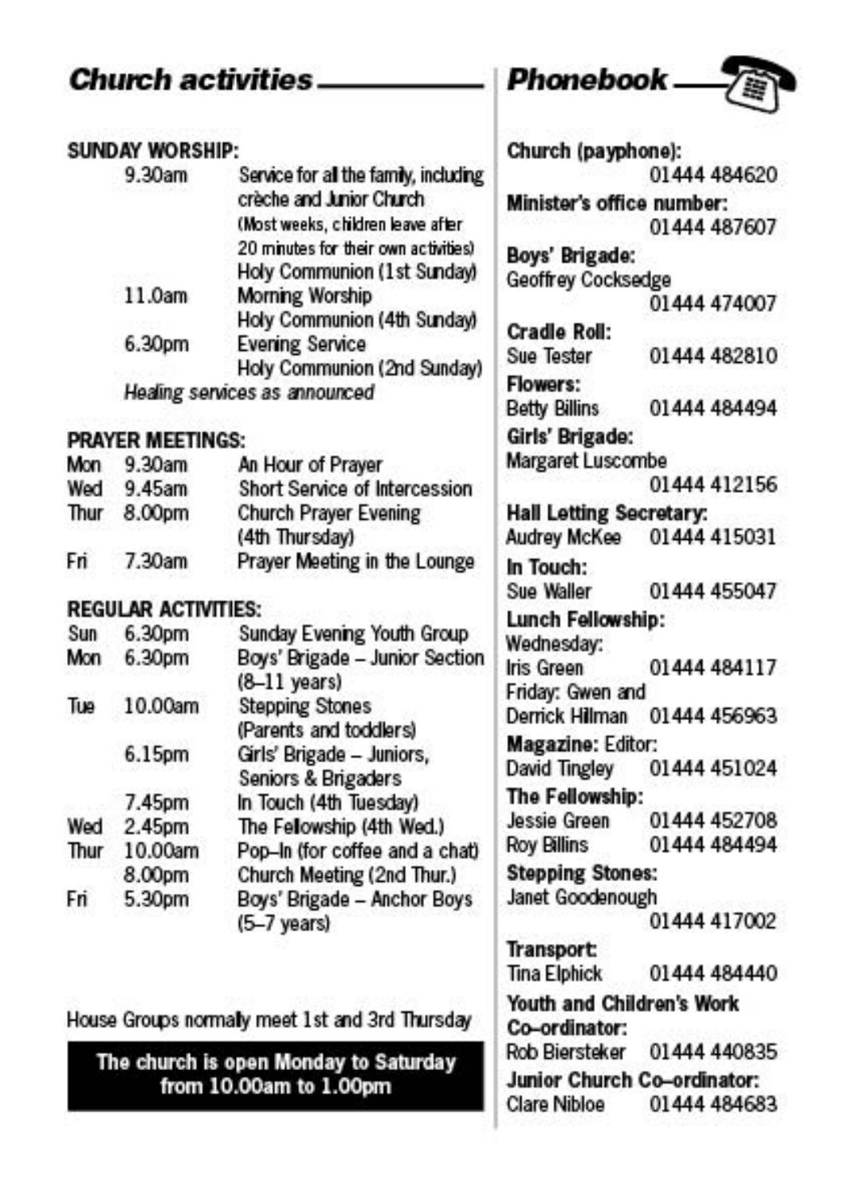## Church activities

### SUNDAY WORSHIP:

| | |
|---|---|
| 9.30am | Service for all the family, including crèche and Junior Church (Most weeks, children leave after 20 minutes for their own activities) Holy Communion (1st Sunday) |
| 11.0am | Morning Worship<br>Holy Communion (4th Sunday) |
| 6.30pm | Evening Service<br>Holy Communion (2nd Sunday) |

*Healing services as announced*

### PRAYER MEETINGS:

| | | |
|---|---|---|
| Mon | 9.30am | An Hour of Prayer |
| Wed | 9.45am | Short Service of Intercession |
| Thur | 8.00pm | Church Prayer Evening (4th Thursday) |
| Fri | 7.30am | Prayer Meeting in the Lounge |

### REGULAR ACTIVITIES:

| | | |
|---|---|---|
| Sun | 6.30pm | Sunday Evening Youth Group |
| Mon | 6.30pm | Boys' Brigade – Junior Section (8–11 years) |
| Tue | 10.00am | Stepping Stones (Parents and toddlers) |
| | 6.15pm | Girls' Brigade – Juniors, Seniors & Brigaders |
| | 7.45pm | In Touch (4th Tuesday) |
| Wed | 2.45pm | The Fellowship (4th Wed.) |
| Thur | 10.00am | Pop–In (for coffee and a chat) |
| | 8.00pm | Church Meeting (2nd Thur.) |
| Fri | 5.30pm | Boys' Brigade – Anchor Boys (5–7 years) |

House Groups normally meet 1st and 3rd Thursday

**The church is open Monday to Saturday from 10.00am to 1.00pm**

## Phonebook

**Church (payphone):** 01444 484620

**Minister's office number:** 01444 487607

**Boys' Brigade:**
Geoffrey Cocksedge 01444 474007

**Cradle Roll:**
Sue Tester 01444 482810

**Flowers:**
Betty Billins 01444 484494

**Girls' Brigade:**
Margaret Luscombe 01444 412156

**Hall Letting Secretary:**
Audrey McKee 01444 415031

**In Touch:**
Sue Waller 01444 455047

**Lunch Fellowship:**
Wednesday:
Iris Green 01444 484117
Friday: Gwen and Derrick Hillman 01444 456963

**Magazine:** Editor:
David Tingley 01444 451024

**The Fellowship:**
Jessie Green 01444 452708
Roy Billins 01444 484494

**Stepping Stones:**
Janet Goodenough 01444 417002

**Transport:**
Tina Elphick 01444 484440

**Youth and Children's Work Co–ordinator:**
Rob Biersteker 01444 440835

**Junior Church Co–ordinator:**
Clare Nibloe 01444 484683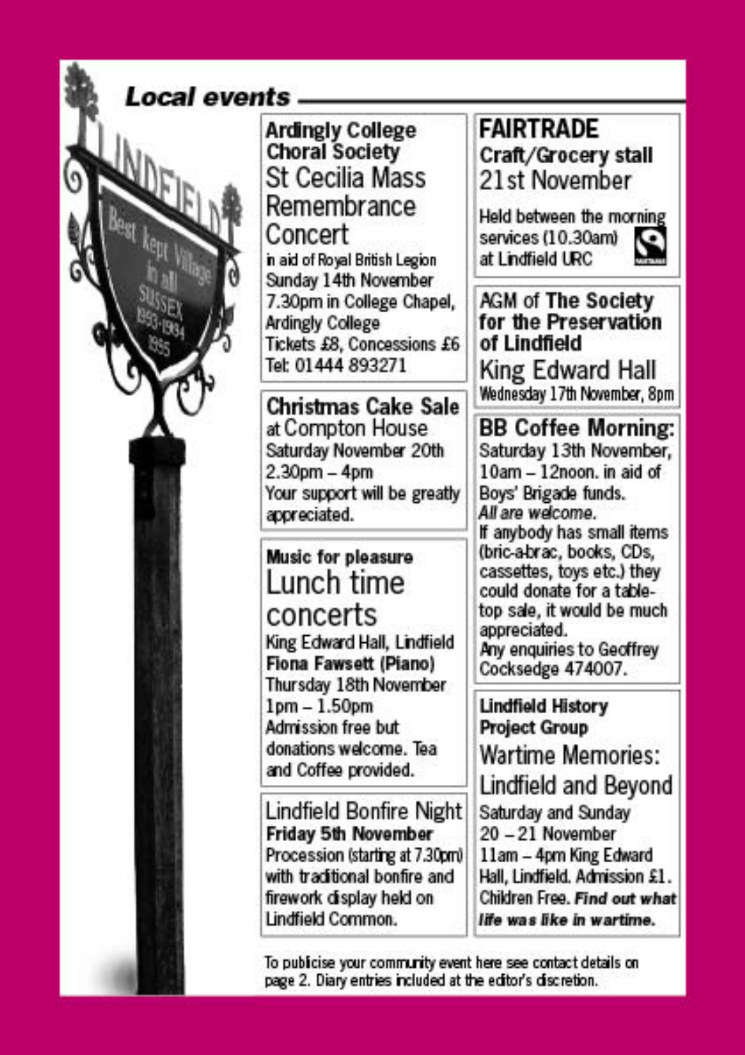## Local events

### Ardingly College Choral Society
**St Cecilia Mass Remembrance Concert**

in aid of Royal British Legion
Sunday 14th November
7.30pm in College Chapel, Ardingly College
Tickets £8, Concessions £6
Tel: 01444 893271

### Christmas Cake Sale
at Compton House
Saturday November 20th
2.30pm – 4pm
Your support will be greatly appreciated.

### Music for pleasure
**Lunch time concerts**

King Edward Hall, Lindfield
**Fiona Fawsett (Piano)**
Thursday 18th November
1pm – 1.50pm
Admission free but donations welcome. Tea and Coffee provided.

### Lindfield Bonfire Night
**Friday 5th November**
Procession (starting at 7.30pm) with traditional bonfire and firework display held on Lindfield Common.

### FAIRTRADE
**Craft/Grocery stall**
21st November

Held between the morning services (10.30am) at Lindfield URC

### AGM of The Society for the Preservation of Lindfield
King Edward Hall
Wednesday 17th November, 8pm

### BB Coffee Morning:
Saturday 13th November, 10am – 12noon. in aid of Boys' Brigade funds.
*All are welcome.*
If anybody has small items (bric-a-brac, books, CDs, cassettes, toys etc.) they could donate for a table-top sale, it would be much appreciated.
Any enquiries to Geoffrey Cocksedge 474007.

### Lindfield History Project Group
**Wartime Memories: Lindfield and Beyond**

Saturday and Sunday
20 – 21 November
11am – 4pm King Edward Hall, Lindfield. Admission £1. Children Free. ***Find out what life was like in wartime.***

To publicise your community event here see contact details on page 2. Diary entries included at the editor's discretion.